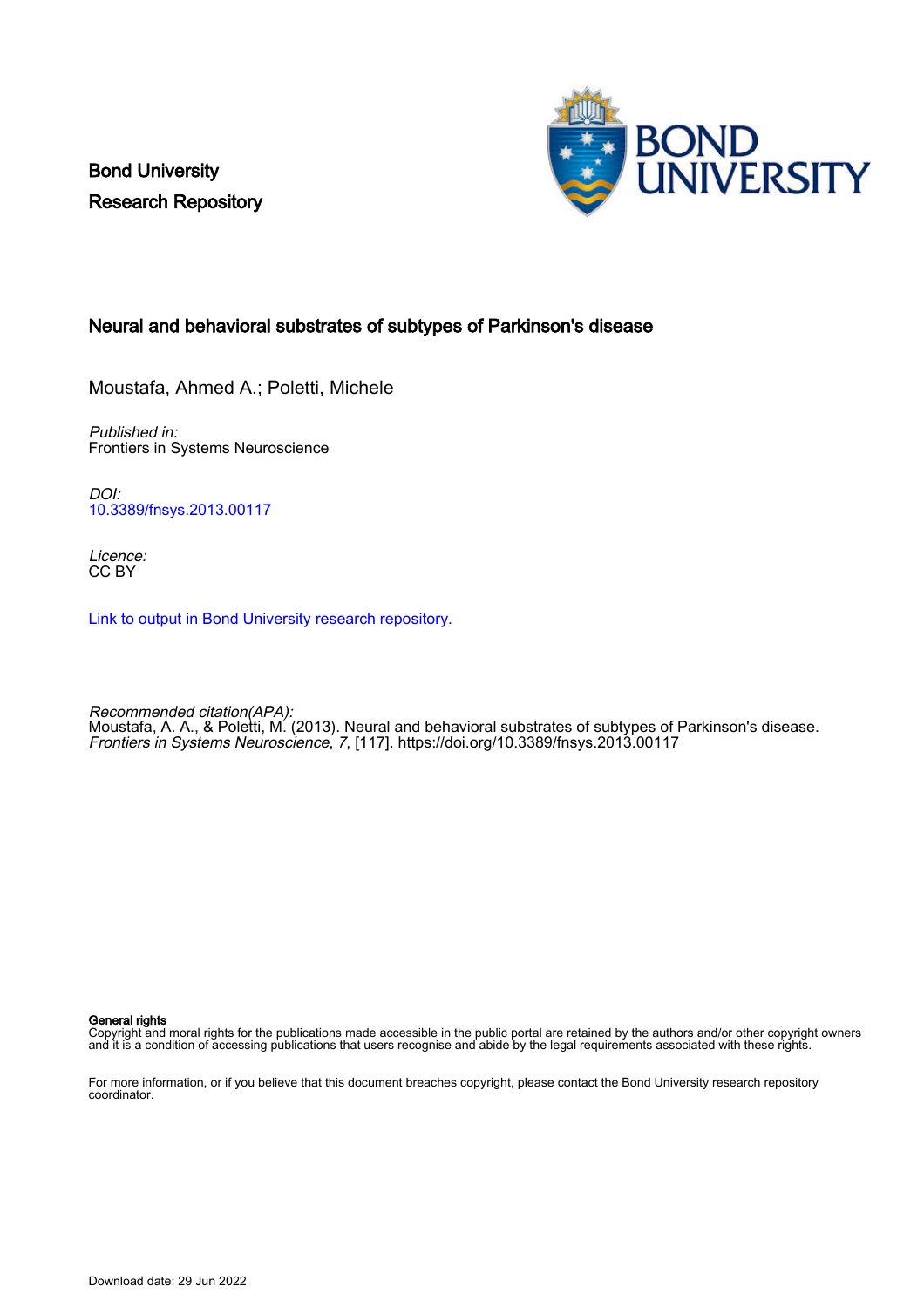Bond University
Research Repository

# Neural and behavioral substrates of subtypes of Parkinson's disease

Moustafa, Ahmed A.; Poletti, Michele

*Published in:*
Frontiers in Systems Neuroscience

*DOI:*
10.3389/fnsys.2013.00117

*Licence:*
CC BY

Link to output in Bond University research repository.

*Recommended citation(APA):*
Moustafa, A. A., & Poletti, M. (2013). Neural and behavioral substrates of subtypes of Parkinson's disease. *Frontiers in Systems Neuroscience*, *7*, [117]. https://doi.org/10.3389/fnsys.2013.00117

**General rights**
Copyright and moral rights for the publications made accessible in the public portal are retained by the authors and/or other copyright owners and it is a condition of accessing publications that users recognise and abide by the legal requirements associated with these rights.

For more information, or if you believe that this document breaches copyright, please contact the Bond University research repository coordinator.

Download date: 29 Jun 2022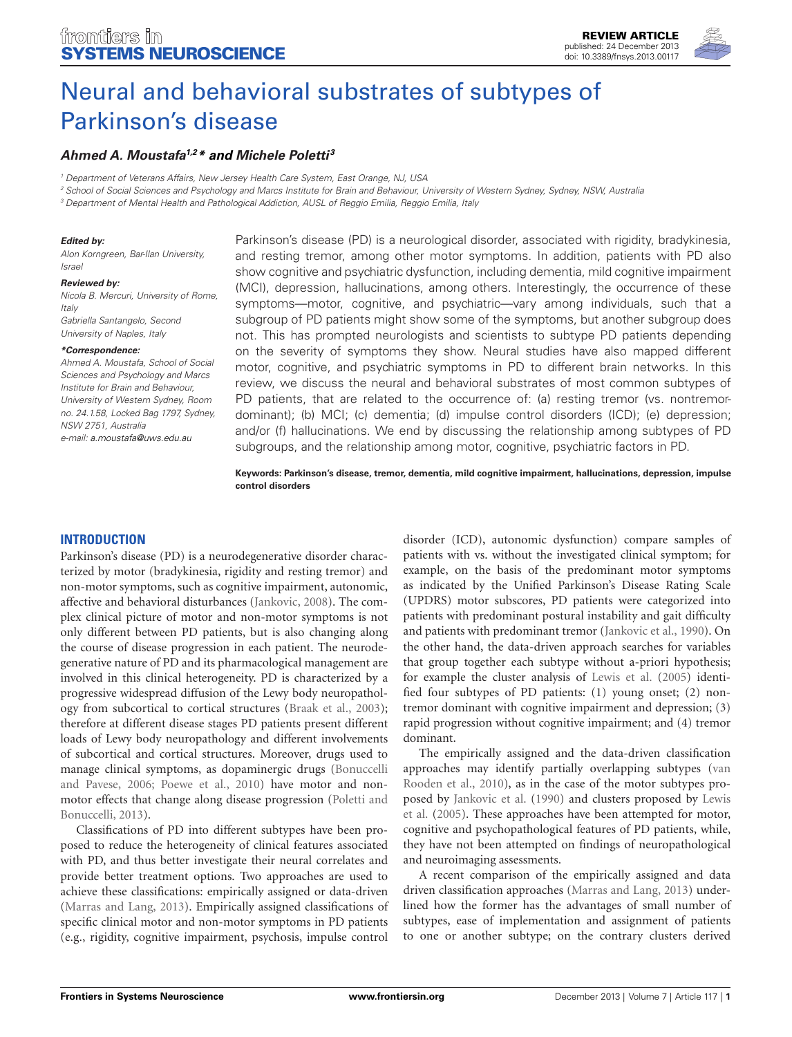# Neural and behavioral substrates of subtypes of Parkinson's disease

***Ahmed A. Moustafa[1,2]\* and Michele Poletti[3]***

[1] Department of Veterans Affairs, New Jersey Health Care System, East Orange, NJ, USA

[2] School of Social Sciences and Psychology and Marcs Institute for Brain and Behaviour, University of Western Sydney, Sydney, NSW, Australia

[3] Department of Mental Health and Pathological Addiction, AUSL of Reggio Emilia, Reggio Emilia, Italy

REVIEW ARTICLE
published: 24 December 2013
doi: 10.3389/fnsys.2013.00117

***Edited by:***
Alon Korngreen, Bar-Ilan University, Israel

***Reviewed by:***
Nicola B. Mercuri, University of Rome, Italy
Gabriella Santangelo, Second University of Naples, Italy

***\*Correspondence:***
Ahmed A. Moustafa, School of Social Sciences and Psychology and Marcs Institute for Brain and Behaviour, University of Western Sydney, Room no. 24.1.58, Locked Bag 1797, Sydney, NSW 2751, Australia
e-mail: a.moustafa@uws.edu.au

Parkinson's disease (PD) is a neurological disorder, associated with rigidity, bradykinesia, and resting tremor, among other motor symptoms. In addition, patients with PD also show cognitive and psychiatric dysfunction, including dementia, mild cognitive impairment (MCI), depression, hallucinations, among others. Interestingly, the occurrence of these symptoms—motor, cognitive, and psychiatric—vary among individuals, such that a subgroup of PD patients might show some of the symptoms, but another subgroup does not. This has prompted neurologists and scientists to subtype PD patients depending on the severity of symptoms they show. Neural studies have also mapped different motor, cognitive, and psychiatric symptoms in PD to different brain networks. In this review, we discuss the neural and behavioral substrates of most common subtypes of PD patients, that are related to the occurrence of: (a) resting tremor (vs. nontremor-dominant); (b) MCI; (c) dementia; (d) impulse control disorders (ICD); (e) depression; and/or (f) hallucinations. We end by discussing the relationship among subtypes of PD subgroups, and the relationship among motor, cognitive, psychiatric factors in PD.

**Keywords: Parkinson's disease, tremor, dementia, mild cognitive impairment, hallucinations, depression, impulse control disorders**

## INTRODUCTION

Parkinson's disease (PD) is a neurodegenerative disorder characterized by motor (bradykinesia, rigidity and resting tremor) and non-motor symptoms, such as cognitive impairment, autonomic, affective and behavioral disturbances (Jankovic, 2008). The complex clinical picture of motor and non-motor symptoms is not only different between PD patients, but is also changing along the course of disease progression in each patient. The neurodegenerative nature of PD and its pharmacological management are involved in this clinical heterogeneity. PD is characterized by a progressive widespread diffusion of the Lewy body neuropathology from subcortical to cortical structures (Braak et al., 2003); therefore at different disease stages PD patients present different loads of Lewy body neuropathology and different involvements of subcortical and cortical structures. Moreover, drugs used to manage clinical symptoms, as dopaminergic drugs (Bonuccelli and Pavese, 2006; Poewe et al., 2010) have motor and non-motor effects that change along disease progression (Poletti and Bonuccelli, 2013).

Classifications of PD into different subtypes have been proposed to reduce the heterogeneity of clinical features associated with PD, and thus better investigate their neural correlates and provide better treatment options. Two approaches are used to achieve these classifications: empirically assigned or data-driven (Marras and Lang, 2013). Empirically assigned classifications of specific clinical motor and non-motor symptoms in PD patients (e.g., rigidity, cognitive impairment, psychosis, impulse control disorder (ICD), autonomic dysfunction) compare samples of patients with vs. without the investigated clinical symptom; for example, on the basis of the predominant motor symptoms as indicated by the Unified Parkinson's Disease Rating Scale (UPDRS) motor subscores, PD patients were categorized into patients with predominant postural instability and gait difficulty and patients with predominant tremor (Jankovic et al., 1990). On the other hand, the data-driven approach searches for variables that group together each subtype without a-priori hypothesis; for example the cluster analysis of Lewis et al. (2005) identified four subtypes of PD patients: (1) young onset; (2) non-tremor dominant with cognitive impairment and depression; (3) rapid progression without cognitive impairment; and (4) tremor dominant.

The empirically assigned and the data-driven classification approaches may identify partially overlapping subtypes (van Rooden et al., 2010), as in the case of the motor subtypes proposed by Jankovic et al. (1990) and clusters proposed by Lewis et al. (2005). These approaches have been attempted for motor, cognitive and psychopathological features of PD patients, while, they have not been attempted on findings of neuropathological and neuroimaging assessments.

A recent comparison of the empirically assigned and data driven classification approaches (Marras and Lang, 2013) underlined how the former has the advantages of small number of subtypes, ease of implementation and assignment of patients to one or another subtype; on the contrary clusters derived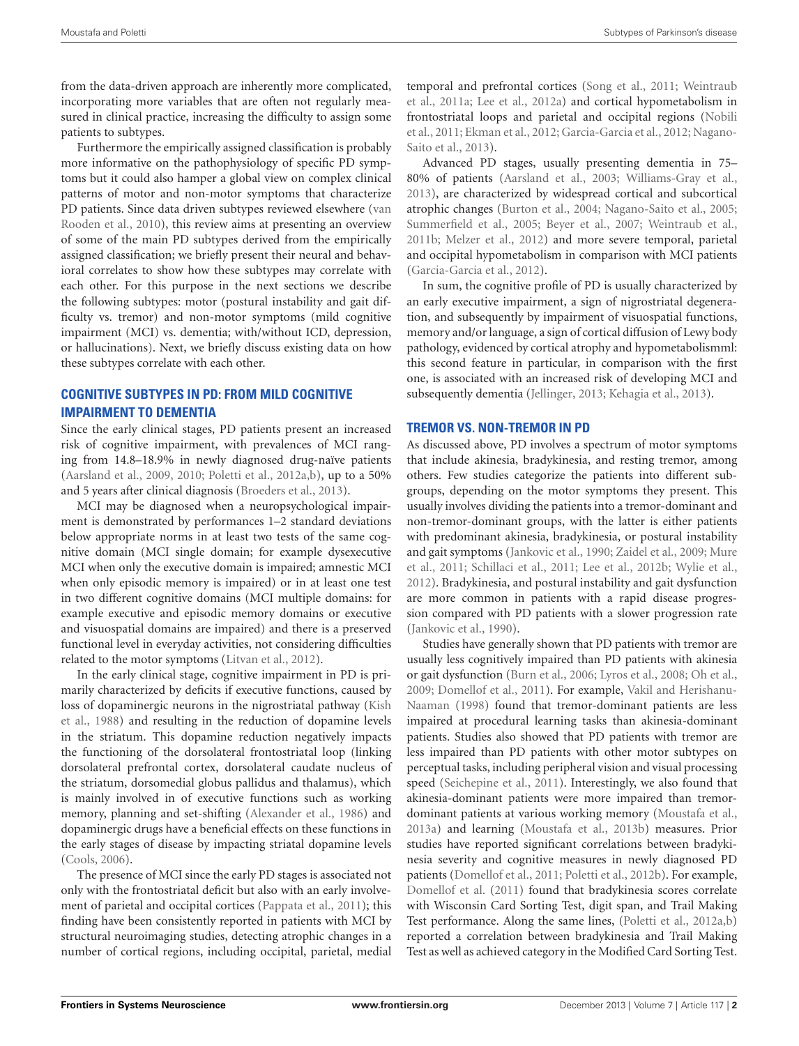from the data-driven approach are inherently more complicated, incorporating more variables that are often not regularly measured in clinical practice, increasing the difficulty to assign some patients to subtypes.

Furthermore the empirically assigned classification is probably more informative on the pathophysiology of specific PD symptoms but it could also hamper a global view on complex clinical patterns of motor and non-motor symptoms that characterize PD patients. Since data driven subtypes reviewed elsewhere (van Rooden et al., 2010), this review aims at presenting an overview of some of the main PD subtypes derived from the empirically assigned classification; we briefly present their neural and behavioral correlates to show how these subtypes may correlate with each other. For this purpose in the next sections we describe the following subtypes: motor (postural instability and gait difficulty vs. tremor) and non-motor symptoms (mild cognitive impairment (MCI) vs. dementia; with/without ICD, depression, or hallucinations). Next, we briefly discuss existing data on how these subtypes correlate with each other.

## COGNITIVE SUBTYPES IN PD: FROM MILD COGNITIVE IMPAIRMENT TO DEMENTIA

Since the early clinical stages, PD patients present an increased risk of cognitive impairment, with prevalences of MCI ranging from 14.8–18.9% in newly diagnosed drug-naïve patients (Aarsland et al., 2009, 2010; Poletti et al., 2012a,b), up to a 50% and 5 years after clinical diagnosis (Broeders et al., 2013).

MCI may be diagnosed when a neuropsychological impairment is demonstrated by performances 1–2 standard deviations below appropriate norms in at least two tests of the same cognitive domain (MCI single domain; for example dysexecutive MCI when only the executive domain is impaired; amnestic MCI when only episodic memory is impaired) or in at least one test in two different cognitive domains (MCI multiple domains: for example executive and episodic memory domains or executive and visuospatial domains are impaired) and there is a preserved functional level in everyday activities, not considering difficulties related to the motor symptoms (Litvan et al., 2012).

In the early clinical stage, cognitive impairment in PD is primarily characterized by deficits if executive functions, caused by loss of dopaminergic neurons in the nigrostriatal pathway (Kish et al., 1988) and resulting in the reduction of dopamine levels in the striatum. This dopamine reduction negatively impacts the functioning of the dorsolateral frontostriatal loop (linking dorsolateral prefrontal cortex, dorsolateral caudate nucleus of the striatum, dorsomedial globus pallidus and thalamus), which is mainly involved in of executive functions such as working memory, planning and set-shifting (Alexander et al., 1986) and dopaminergic drugs have a beneficial effects on these functions in the early stages of disease by impacting striatal dopamine levels (Cools, 2006).

The presence of MCI since the early PD stages is associated not only with the frontostriatal deficit but also with an early involvement of parietal and occipital cortices (Pappata et al., 2011); this finding have been consistently reported in patients with MCI by structural neuroimaging studies, detecting atrophic changes in a number of cortical regions, including occipital, parietal, medial temporal and prefrontal cortices (Song et al., 2011; Weintraub et al., 2011a; Lee et al., 2012a) and cortical hypometabolism in frontostriatal loops and parietal and occipital regions (Nobili et al., 2011; Ekman et al., 2012; Garcia-Garcia et al., 2012; Nagano-Saito et al., 2013).

Advanced PD stages, usually presenting dementia in 75–80% of patients (Aarsland et al., 2003; Williams-Gray et al., 2013), are characterized by widespread cortical and subcortical atrophic changes (Burton et al., 2004; Nagano-Saito et al., 2005; Summerfield et al., 2005; Beyer et al., 2007; Weintraub et al., 2011b; Melzer et al., 2012) and more severe temporal, parietal and occipital hypometabolism in comparison with MCI patients (Garcia-Garcia et al., 2012).

In sum, the cognitive profile of PD is usually characterized by an early executive impairment, a sign of nigrostriatal degeneration, and subsequently by impairment of visuospatial functions, memory and/or language, a sign of cortical diffusion of Lewy body pathology, evidenced by cortical atrophy and hypometabolismml: this second feature in particular, in comparison with the first one, is associated with an increased risk of developing MCI and subsequently dementia (Jellinger, 2013; Kehagia et al., 2013).

## TREMOR VS. NON-TREMOR IN PD

As discussed above, PD involves a spectrum of motor symptoms that include akinesia, bradykinesia, and resting tremor, among others. Few studies categorize the patients into different subgroups, depending on the motor symptoms they present. This usually involves dividing the patients into a tremor-dominant and non-tremor-dominant groups, with the latter is either patients with predominant akinesia, bradykinesia, or postural instability and gait symptoms (Jankovic et al., 1990; Zaidel et al., 2009; Mure et al., 2011; Schillaci et al., 2011; Lee et al., 2012b; Wylie et al., 2012). Bradykinesia, and postural instability and gait dysfunction are more common in patients with a rapid disease progression compared with PD patients with a slower progression rate (Jankovic et al., 1990).

Studies have generally shown that PD patients with tremor are usually less cognitively impaired than PD patients with akinesia or gait dysfunction (Burn et al., 2006; Lyros et al., 2008; Oh et al., 2009; Domellof et al., 2011). For example, Vakil and Herishanu-Naaman (1998) found that tremor-dominant patients are less impaired at procedural learning tasks than akinesia-dominant patients. Studies also showed that PD patients with tremor are less impaired than PD patients with other motor subtypes on perceptual tasks, including peripheral vision and visual processing speed (Seichepine et al., 2011). Interestingly, we also found that akinesia-dominant patients were more impaired than tremor-dominant patients at various working memory (Moustafa et al., 2013a) and learning (Moustafa et al., 2013b) measures. Prior studies have reported significant correlations between bradykinesia severity and cognitive measures in newly diagnosed PD patients (Domellof et al., 2011; Poletti et al., 2012b). For example, Domellof et al. (2011) found that bradykinesia scores correlate with Wisconsin Card Sorting Test, digit span, and Trail Making Test performance. Along the same lines, (Poletti et al., 2012a,b) reported a correlation between bradykinesia and Trail Making Test as well as achieved category in the Modified Card Sorting Test.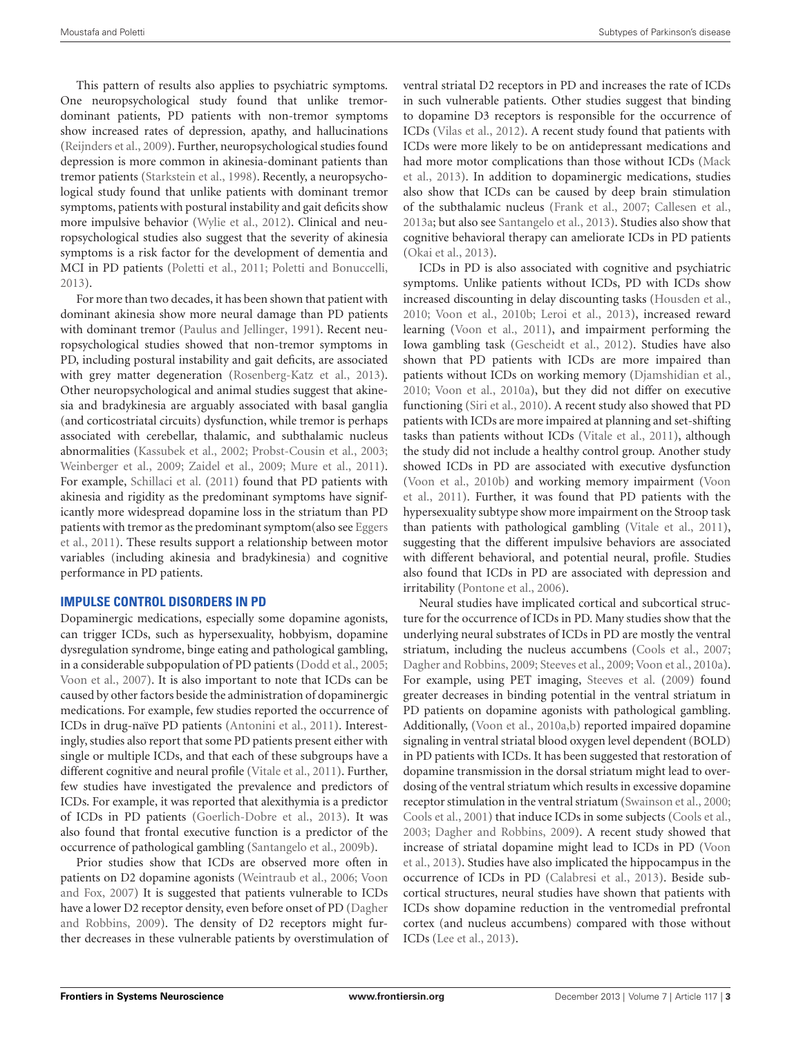This pattern of results also applies to psychiatric symptoms. One neuropsychological study found that unlike tremor-dominant patients, PD patients with non-tremor symptoms show increased rates of depression, apathy, and hallucinations (Reijnders et al., 2009). Further, neuropsychological studies found depression is more common in akinesia-dominant patients than tremor patients (Starkstein et al., 1998). Recently, a neuropsychological study found that unlike patients with dominant tremor symptoms, patients with postural instability and gait deficits show more impulsive behavior (Wylie et al., 2012). Clinical and neuropsychological studies also suggest that the severity of akinesia symptoms is a risk factor for the development of dementia and MCI in PD patients (Poletti et al., 2011; Poletti and Bonuccelli, 2013).

For more than two decades, it has been shown that patient with dominant akinesia show more neural damage than PD patients with dominant tremor (Paulus and Jellinger, 1991). Recent neuropsychological studies showed that non-tremor symptoms in PD, including postural instability and gait deficits, are associated with grey matter degeneration (Rosenberg-Katz et al., 2013). Other neuropsychological and animal studies suggest that akinesia and bradykinesia are arguably associated with basal ganglia (and corticostriatal circuits) dysfunction, while tremor is perhaps associated with cerebellar, thalamic, and subthalamic nucleus abnormalities (Kassubek et al., 2002; Probst-Cousin et al., 2003; Weinberger et al., 2009; Zaidel et al., 2009; Mure et al., 2011). For example, Schillaci et al. (2011) found that PD patients with akinesia and rigidity as the predominant symptoms have significantly more widespread dopamine loss in the striatum than PD patients with tremor as the predominant symptom(also see Eggers et al., 2011). These results support a relationship between motor variables (including akinesia and bradykinesia) and cognitive performance in PD patients.

## IMPULSE CONTROL DISORDERS IN PD

Dopaminergic medications, especially some dopamine agonists, can trigger ICDs, such as hypersexuality, hobbyism, dopamine dysregulation syndrome, binge eating and pathological gambling, in a considerable subpopulation of PD patients (Dodd et al., 2005; Voon et al., 2007). It is also important to note that ICDs can be caused by other factors beside the administration of dopaminergic medications. For example, few studies reported the occurrence of ICDs in drug-naïve PD patients (Antonini et al., 2011). Interestingly, studies also report that some PD patients present either with single or multiple ICDs, and that each of these subgroups have a different cognitive and neural profile (Vitale et al., 2011). Further, few studies have investigated the prevalence and predictors of ICDs. For example, it was reported that alexithymia is a predictor of ICDs in PD patients (Goerlich-Dobre et al., 2013). It was also found that frontal executive function is a predictor of the occurrence of pathological gambling (Santangelo et al., 2009b).

Prior studies show that ICDs are observed more often in patients on D2 dopamine agonists (Weintraub et al., 2006; Voon and Fox, 2007) It is suggested that patients vulnerable to ICDs have a lower D2 receptor density, even before onset of PD (Dagher and Robbins, 2009). The density of D2 receptors might further decreases in these vulnerable patients by overstimulation of ventral striatal D2 receptors in PD and increases the rate of ICDs in such vulnerable patients. Other studies suggest that binding to dopamine D3 receptors is responsible for the occurrence of ICDs (Vilas et al., 2012). A recent study found that patients with ICDs were more likely to be on antidepressant medications and had more motor complications than those without ICDs (Mack et al., 2013). In addition to dopaminergic medications, studies also show that ICDs can be caused by deep brain stimulation of the subthalamic nucleus (Frank et al., 2007; Callesen et al., 2013a; but also see Santangelo et al., 2013). Studies also show that cognitive behavioral therapy can ameliorate ICDs in PD patients (Okai et al., 2013).

ICDs in PD is also associated with cognitive and psychiatric symptoms. Unlike patients without ICDs, PD with ICDs show increased discounting in delay discounting tasks (Housden et al., 2010; Voon et al., 2010b; Leroi et al., 2013), increased reward learning (Voon et al., 2011), and impairment performing the Iowa gambling task (Gescheidt et al., 2012). Studies have also shown that PD patients with ICDs are more impaired than patients without ICDs on working memory (Djamshidian et al., 2010; Voon et al., 2010a), but they did not differ on executive functioning (Siri et al., 2010). A recent study also showed that PD patients with ICDs are more impaired at planning and set-shifting tasks than patients without ICDs (Vitale et al., 2011), although the study did not include a healthy control group. Another study showed ICDs in PD are associated with executive dysfunction (Voon et al., 2010b) and working memory impairment (Voon et al., 2011). Further, it was found that PD patients with the hypersexuality subtype show more impairment on the Stroop task than patients with pathological gambling (Vitale et al., 2011), suggesting that the different impulsive behaviors are associated with different behavioral, and potential neural, profile. Studies also found that ICDs in PD are associated with depression and irritability (Pontone et al., 2006).

Neural studies have implicated cortical and subcortical structure for the occurrence of ICDs in PD. Many studies show that the underlying neural substrates of ICDs in PD are mostly the ventral striatum, including the nucleus accumbens (Cools et al., 2007; Dagher and Robbins, 2009; Steeves et al., 2009; Voon et al., 2010a). For example, using PET imaging, Steeves et al. (2009) found greater decreases in binding potential in the ventral striatum in PD patients on dopamine agonists with pathological gambling. Additionally, (Voon et al., 2010a,b) reported impaired dopamine signaling in ventral striatal blood oxygen level dependent (BOLD) in PD patients with ICDs. It has been suggested that restoration of dopamine transmission in the dorsal striatum might lead to overdosing of the ventral striatum which results in excessive dopamine receptor stimulation in the ventral striatum (Swainson et al., 2000; Cools et al., 2001) that induce ICDs in some subjects (Cools et al., 2003; Dagher and Robbins, 2009). A recent study showed that increase of striatal dopamine might lead to ICDs in PD (Voon et al., 2013). Studies have also implicated the hippocampus in the occurrence of ICDs in PD (Calabresi et al., 2013). Beside subcortical structures, neural studies have shown that patients with ICDs show dopamine reduction in the ventromedial prefrontal cortex (and nucleus accumbens) compared with those without ICDs (Lee et al., 2013).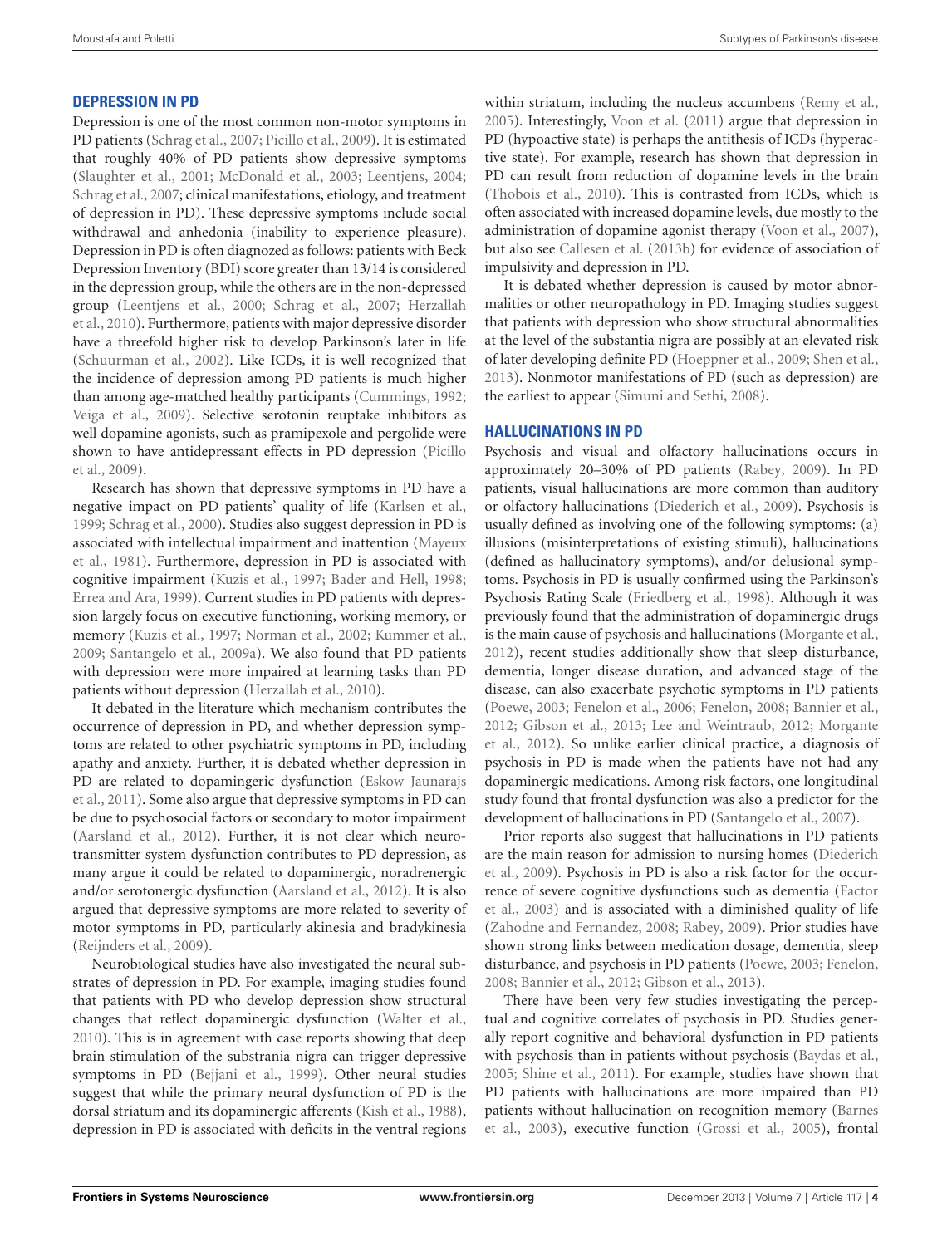## DEPRESSION IN PD

Depression is one of the most common non-motor symptoms in PD patients (Schrag et al., 2007; Picillo et al., 2009). It is estimated that roughly 40% of PD patients show depressive symptoms (Slaughter et al., 2001; McDonald et al., 2003; Leentjens, 2004; Schrag et al., 2007; clinical manifestations, etiology, and treatment of depression in PD). These depressive symptoms include social withdrawal and anhedonia (inability to experience pleasure). Depression in PD is often diagnozed as follows: patients with Beck Depression Inventory (BDI) score greater than 13/14 is considered in the depression group, while the others are in the non-depressed group (Leentjens et al., 2000; Schrag et al., 2007; Herzallah et al., 2010). Furthermore, patients with major depressive disorder have a threefold higher risk to develop Parkinson's later in life (Schuurman et al., 2002). Like ICDs, it is well recognized that the incidence of depression among PD patients is much higher than among age-matched healthy participants (Cummings, 1992; Veiga et al., 2009). Selective serotonin reuptake inhibitors as well dopamine agonists, such as pramipexole and pergolide were shown to have antidepressant effects in PD depression (Picillo et al., 2009).

Research has shown that depressive symptoms in PD have a negative impact on PD patients' quality of life (Karlsen et al., 1999; Schrag et al., 2000). Studies also suggest depression in PD is associated with intellectual impairment and inattention (Mayeux et al., 1981). Furthermore, depression in PD is associated with cognitive impairment (Kuzis et al., 1997; Bader and Hell, 1998; Errea and Ara, 1999). Current studies in PD patients with depression largely focus on executive functioning, working memory, or memory (Kuzis et al., 1997; Norman et al., 2002; Kummer et al., 2009; Santangelo et al., 2009a). We also found that PD patients with depression were more impaired at learning tasks than PD patients without depression (Herzallah et al., 2010).

It debated in the literature which mechanism contributes the occurrence of depression in PD, and whether depression symptoms are related to other psychiatric symptoms in PD, including apathy and anxiety. Further, it is debated whether depression in PD are related to dopaminergic dysfunction (Eskow Jaunarajs et al., 2011). Some also argue that depressive symptoms in PD can be due to psychosocial factors or secondary to motor impairment (Aarsland et al., 2012). Further, it is not clear which neurotransmitter system dysfunction contributes to PD depression, as many argue it could be related to dopaminergic, noradrenergic and/or serotonergic dysfunction (Aarsland et al., 2012). It is also argued that depressive symptoms are more related to severity of motor symptoms in PD, particularly akinesia and bradykinesia (Reijnders et al., 2009).

Neurobiological studies have also investigated the neural substrates of depression in PD. For example, imaging studies found that patients with PD who develop depression show structural changes that reflect dopaminergic dysfunction (Walter et al., 2010). This is in agreement with case reports showing that deep brain stimulation of the substrania nigra can trigger depressive symptoms in PD (Bejjani et al., 1999). Other neural studies suggest that while the primary neural dysfunction of PD is the dorsal striatum and its dopaminergic afferents (Kish et al., 1988), depression in PD is associated with deficits in the ventral regions within striatum, including the nucleus accumbens (Remy et al., 2005). Interestingly, Voon et al. (2011) argue that depression in PD (hypoactive state) is perhaps the antithesis of ICDs (hyperactive state). For example, research has shown that depression in PD can result from reduction of dopamine levels in the brain (Thobois et al., 2010). This is contrasted from ICDs, which is often associated with increased dopamine levels, due mostly to the administration of dopamine agonist therapy (Voon et al., 2007), but also see Callesen et al. (2013b) for evidence of association of impulsivity and depression in PD.

It is debated whether depression is caused by motor abnormalities or other neuropathology in PD. Imaging studies suggest that patients with depression who show structural abnormalities at the level of the substantia nigra are possibly at an elevated risk of later developing definite PD (Hoeppner et al., 2009; Shen et al., 2013). Nonmotor manifestations of PD (such as depression) are the earliest to appear (Simuni and Sethi, 2008).

## HALLUCINATIONS IN PD

Psychosis and visual and olfactory hallucinations occurs in approximately 20–30% of PD patients (Rabey, 2009). In PD patients, visual hallucinations are more common than auditory or olfactory hallucinations (Diederich et al., 2009). Psychosis is usually defined as involving one of the following symptoms: (a) illusions (misinterpretations of existing stimuli), hallucinations (defined as hallucinatory symptoms), and/or delusional symptoms. Psychosis in PD is usually confirmed using the Parkinson's Psychosis Rating Scale (Friedberg et al., 1998). Although it was previously found that the administration of dopaminergic drugs is the main cause of psychosis and hallucinations (Morgante et al., 2012), recent studies additionally show that sleep disturbance, dementia, longer disease duration, and advanced stage of the disease, can also exacerbate psychotic symptoms in PD patients (Poewe, 2003; Fenelon et al., 2006; Fenelon, 2008; Bannier et al., 2012; Gibson et al., 2013; Lee and Weintraub, 2012; Morgante et al., 2012). So unlike earlier clinical practice, a diagnosis of psychosis in PD is made when the patients have not had any dopaminergic medications. Among risk factors, one longitudinal study found that frontal dysfunction was also a predictor for the development of hallucinations in PD (Santangelo et al., 2007).

Prior reports also suggest that hallucinations in PD patients are the main reason for admission to nursing homes (Diederich et al., 2009). Psychosis in PD is also a risk factor for the occurrence of severe cognitive dysfunctions such as dementia (Factor et al., 2003) and is associated with a diminished quality of life (Zahodne and Fernandez, 2008; Rabey, 2009). Prior studies have shown strong links between medication dosage, dementia, sleep disturbance, and psychosis in PD patients (Poewe, 2003; Fenelon, 2008; Bannier et al., 2012; Gibson et al., 2013).

There have been very few studies investigating the perceptual and cognitive correlates of psychosis in PD. Studies generally report cognitive and behavioral dysfunction in PD patients with psychosis than in patients without psychosis (Baydas et al., 2005; Shine et al., 2011). For example, studies have shown that PD patients with hallucinations are more impaired than PD patients without hallucination on recognition memory (Barnes et al., 2003), executive function (Grossi et al., 2005), frontal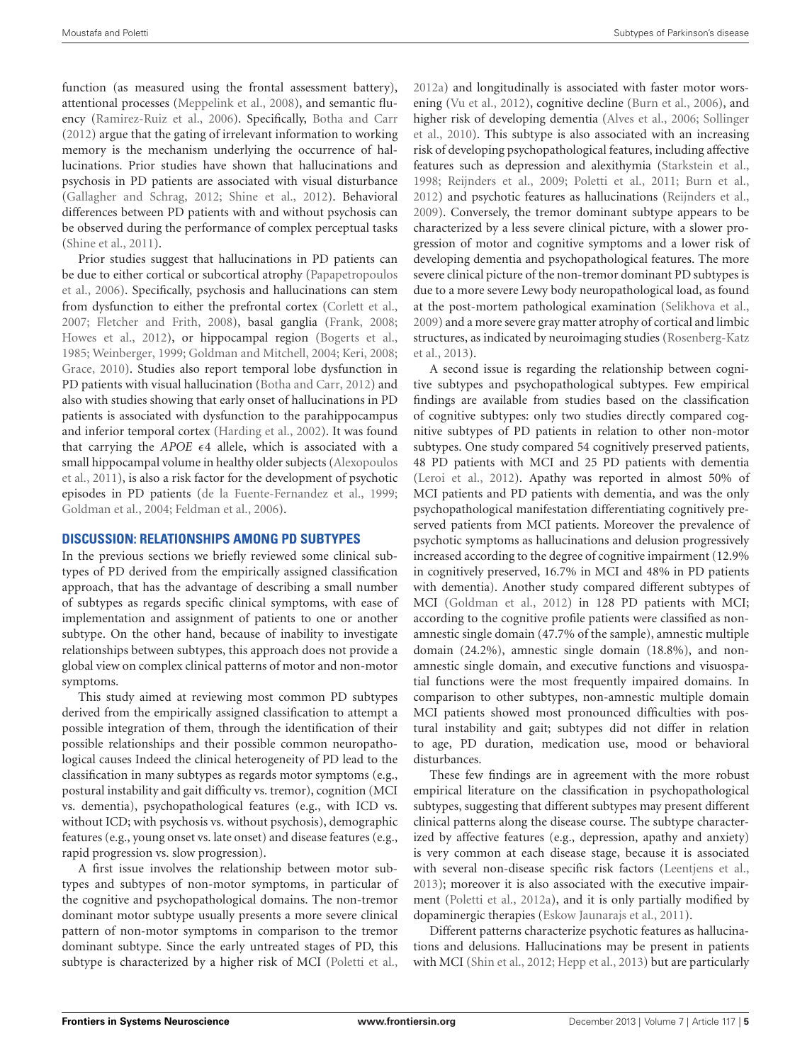function (as measured using the frontal assessment battery), attentional processes (Meppelink et al., 2008), and semantic fluency (Ramirez-Ruiz et al., 2006). Specifically, Botha and Carr (2012) argue that the gating of irrelevant information to working memory is the mechanism underlying the occurrence of hallucinations. Prior studies have shown that hallucinations and psychosis in PD patients are associated with visual disturbance (Gallagher and Schrag, 2012; Shine et al., 2012). Behavioral differences between PD patients with and without psychosis can be observed during the performance of complex perceptual tasks (Shine et al., 2011).

Prior studies suggest that hallucinations in PD patients can be due to either cortical or subcortical atrophy (Papapetropoulos et al., 2006). Specifically, psychosis and hallucinations can stem from dysfunction to either the prefrontal cortex (Corlett et al., 2007; Fletcher and Frith, 2008), basal ganglia (Frank, 2008; Howes et al., 2012), or hippocampal region (Bogerts et al., 1985; Weinberger, 1999; Goldman and Mitchell, 2004; Keri, 2008; Grace, 2010). Studies also report temporal lobe dysfunction in PD patients with visual hallucination (Botha and Carr, 2012) and also with studies showing that early onset of hallucinations in PD patients is associated with dysfunction to the parahippocampus and inferior temporal cortex (Harding et al., 2002). It was found that carrying the *APOE* $\epsilon 4$ allele, which is associated with a small hippocampal volume in healthy older subjects (Alexopoulos et al., 2011), is also a risk factor for the development of psychotic episodes in PD patients (de la Fuente-Fernandez et al., 1999; Goldman et al., 2004; Feldman et al., 2006).

## DISCUSSION: RELATIONSHIPS AMONG PD SUBTYPES

In the previous sections we briefly reviewed some clinical subtypes of PD derived from the empirically assigned classification approach, that has the advantage of describing a small number of subtypes as regards specific clinical symptoms, with ease of implementation and assignment of patients to one or another subtype. On the other hand, because of inability to investigate relationships between subtypes, this approach does not provide a global view on complex clinical patterns of motor and non-motor symptoms.

This study aimed at reviewing most common PD subtypes derived from the empirically assigned classification to attempt a possible integration of them, through the identification of their possible relationships and their possible common neuropathological causes Indeed the clinical heterogeneity of PD lead to the classification in many subtypes as regards motor symptoms (e.g., postural instability and gait difficulty vs. tremor), cognition (MCI vs. dementia), psychopathological features (e.g., with ICD vs. without ICD; with psychosis vs. without psychosis), demographic features (e.g., young onset vs. late onset) and disease features (e.g., rapid progression vs. slow progression).

A first issue involves the relationship between motor subtypes and subtypes of non-motor symptoms, in particular of the cognitive and psychopathological domains. The non-tremor dominant motor subtype usually presents a more severe clinical pattern of non-motor symptoms in comparison to the tremor dominant subtype. Since the early untreated stages of PD, this subtype is characterized by a higher risk of MCI (Poletti et al., 2012a) and longitudinally is associated with faster motor worsening (Vu et al., 2012), cognitive decline (Burn et al., 2006), and higher risk of developing dementia (Alves et al., 2006; Sollinger et al., 2010). This subtype is also associated with an increasing risk of developing psychopathological features, including affective features such as depression and alexithymia (Starkstein et al., 1998; Reijnders et al., 2009; Poletti et al., 2011; Burn et al., 2012) and psychotic features as hallucinations (Reijnders et al., 2009). Conversely, the tremor dominant subtype appears to be characterized by a less severe clinical picture, with a slower progression of motor and cognitive symptoms and a lower risk of developing dementia and psychopathological features. The more severe clinical picture of the non-tremor dominant PD subtypes is due to a more severe Lewy body neuropathological load, as found at the post-mortem pathological examination (Selikhova et al., 2009) and a more severe gray matter atrophy of cortical and limbic structures, as indicated by neuroimaging studies (Rosenberg-Katz et al., 2013).

A second issue is regarding the relationship between cognitive subtypes and psychopathological subtypes. Few empirical findings are available from studies based on the classification of cognitive subtypes: only two studies directly compared cognitive subtypes of PD patients in relation to other non-motor subtypes. One study compared 54 cognitively preserved patients, 48 PD patients with MCI and 25 PD patients with dementia (Leroi et al., 2012). Apathy was reported in almost 50% of MCI patients and PD patients with dementia, and was the only psychopathological manifestation differentiating cognitively preserved patients from MCI patients. Moreover the prevalence of psychotic symptoms as hallucinations and delusion progressively increased according to the degree of cognitive impairment (12.9% in cognitively preserved, 16.7% in MCI and 48% in PD patients with dementia). Another study compared different subtypes of MCI (Goldman et al., 2012) in 128 PD patients with MCI; according to the cognitive profile patients were classified as non-amnestic single domain (47.7% of the sample), amnestic multiple domain (24.2%), amnestic single domain (18.8%), and non-amnestic single domain, and executive functions and visuospatial functions were the most frequently impaired domains. In comparison to other subtypes, non-amnestic multiple domain MCI patients showed most pronounced difficulties with postural instability and gait; subtypes did not differ in relation to age, PD duration, medication use, mood or behavioral disturbances.

These few findings are in agreement with the more robust empirical literature on the classification in psychopathological subtypes, suggesting that different subtypes may present different clinical patterns along the disease course. The subtype characterized by affective features (e.g., depression, apathy and anxiety) is very common at each disease stage, because it is associated with several non-disease specific risk factors (Leentjens et al., 2013); moreover it is also associated with the executive impairment (Poletti et al., 2012a), and it is only partially modified by dopaminergic therapies (Eskow Jaunarajs et al., 2011).

Different patterns characterize psychotic features as hallucinations and delusions. Hallucinations may be present in patients with MCI (Shin et al., 2012; Hepp et al., 2013) but are particularly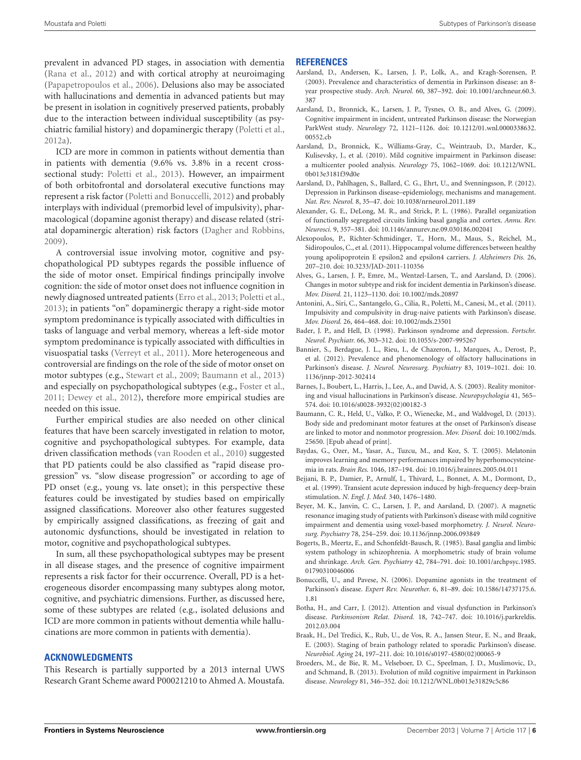prevalent in advanced PD stages, in association with dementia (Rana et al., 2012) and with cortical atrophy at neuroimaging (Papapetropoulos et al., 2006). Delusions also may be associated with hallucinations and dementia in advanced patients but may be present in isolation in cognitively preserved patients, probably due to the interaction between individual susceptibility (as psychiatric familial history) and dopaminergic therapy (Poletti et al., 2012a).

ICD are more in common in patients without dementia than in patients with dementia (9.6% vs. 3.8% in a recent cross-sectional study: Poletti et al., 2013). However, an impairment of both orbitofrontal and dorsolateral executive functions may represent a risk factor (Poletti and Bonuccelli, 2012) and probably interplays with individual (premorbid level of impulsivity), pharmacological (dopamine agonist therapy) and disease related (striatal dopaminergic alteration) risk factors (Dagher and Robbins, 2009).

A controversial issue involving motor, cognitive and psychopathological PD subtypes regards the possible influence of the side of motor onset. Empirical findings principally involve cognition: the side of motor onset does not influence cognition in newly diagnosed untreated patients (Erro et al., 2013; Poletti et al., 2013); in patients "on" dopaminergic therapy a right-side motor symptom predominance is typically associated with difficulties in tasks of language and verbal memory, whereas a left-side motor symptom predominance is typically associated with difficulties in visuospatial tasks (Verreyt et al., 2011). More heterogeneous and controversial are findings on the role of the side of motor onset on motor subtypes (e.g., Stewart et al., 2009; Baumann et al., 2013) and especially on psychopathological subtypes (e.g., Foster et al., 2011; Dewey et al., 2012), therefore more empirical studies are needed on this issue.

Further empirical studies are also needed on other clinical features that have been scarcely investigated in relation to motor, cognitive and psychopathological subtypes. For example, data driven classification methods (van Rooden et al., 2010) suggested that PD patients could be also classified as "rapid disease progression" vs. "slow disease progression" or according to age of PD onset (e.g., young vs. late onset); in this perspective these features could be investigated by studies based on empirically assigned classifications. Moreover also other features suggested by empirically assigned classifications, as freezing of gait and autonomic dysfunctions, should be investigated in relation to motor, cognitive and psychopathological subtypes.

In sum, all these psychopathological subtypes may be present in all disease stages, and the presence of cognitive impairment represents a risk factor for their occurrence. Overall, PD is a heterogeneous disorder encompassing many subtypes along motor, cognitive, and psychiatric dimensions. Further, as discussed here, some of these subtypes are related (e.g., isolated delusions and ICD are more common in patients without dementia while hallucinations are more common in patients with dementia).

## ACKNOWLEDGMENTS

This Research is partially supported by a 2013 internal UWS Research Grant Scheme award P00021210 to Ahmed A. Moustafa.

## REFERENCES

Aarsland, D., Andersen, K., Larsen, J. P., Lolk, A., and Kragh-Sorensen, P. (2003). Prevalence and characteristics of dementia in Parkinson disease: an 8-year prospective study. *Arch. Neurol.* 60, 387–392. doi: 10.1001/archneur.60.3.387

Aarsland, D., Bronnick, K., Larsen, J. P., Tysnes, O. B., and Alves, G. (2009). Cognitive impairment in incident, untreated Parkinson disease: the Norwegian ParkWest study. *Neurology* 72, 1121–1126. doi: 10.1212/01.wnl.0000338632.00552.cb

Aarsland, D., Bronnick, K., Williams-Gray, C., Weintraub, D., Marder, K., Kulisevsky, J., et al. (2010). Mild cognitive impairment in Parkinson disease: a multicenter pooled analysis. *Neurology* 75, 1062–1069. doi: 10.1212/WNL.0b013e3181f39d0e

Aarsland, D., Pahlhagen, S., Ballard, C. G., Ehrt, U., and Svenningsson, P. (2012). Depression in Parkinson disease–epidemiology, mechanisms and management. *Nat. Rev. Neurol.* 8, 35–47. doi: 10.1038/nrneurol.2011.189

Alexander, G. E., DeLong, M. R., and Strick, P. L. (1986). Parallel organization of functionally segregated circuits linking basal ganglia and cortex. *Annu. Rev. Neurosci.* 9, 357–381. doi: 10.1146/annurev.ne.09.030186.002041

Alexopoulos, P., Richter-Schmidinger, T., Horn, M., Maus, S., Reichel, M., Sidiropoulos, C., et al. (2011). Hippocampal volume differences between healthy young apolipoprotein E epsilon2 and epsilon4 carriers. *J. Alzheimers Dis.* 26, 207–210. doi: 10.3233/JAD-2011-110356

Alves, G., Larsen, J. P., Emre, M., Wentzel-Larsen, T., and Aarsland, D. (2006). Changes in motor subtype and risk for incident dementia in Parkinson's disease. *Mov. Disord.* 21, 1123–1130. doi: 10.1002/mds.20897

Antonini, A., Siri, C., Santangelo, G., Cilia, R., Poletti, M., Canesi, M., et al. (2011). Impulsivity and compulsivity in drug-naive patients with Parkinson's disease. *Mov. Disord.* 26, 464–468. doi: 10.1002/mds.23501

Bader, J. P., and Hell, D. (1998). Parkinson syndrome and depression. *Fortschr. Neurol. Psychiatr.* 66, 303–312. doi: 10.1055/s-2007-995267

Bannier, S., Berdague, J. L., Rieu, I., de Chazeron, I., Marques, A., Derost, P., et al. (2012). Prevalence and phenomenology of olfactory hallucinations in Parkinson's disease. *J. Neurol. Neurosurg. Psychiatry* 83, 1019–1021. doi: 10.1136/jnnp-2012-302414

Barnes, J., Boubert, L., Harris, J., Lee, A., and David, A. S. (2003). Reality monitoring and visual hallucinations in Parkinson's disease. *Neuropsychologia* 41, 565–574. doi: 10.1016/s0028-3932(02)00182-3

Baumann, C. R., Held, U., Valko, P. O., Wienecke, M., and Waldvogel, D. (2013). Body side and predominant motor features at the onset of Parkinson's disease are linked to motor and nonmotor progression. *Mov. Disord.* doi: 10.1002/mds.25650. [Epub ahead of print].

Baydas, G., Ozer, M., Yasar, A., Tuzcu, M., and Koz, S. T. (2005). Melatonin improves learning and memory performances impaired by hyperhomocysteinemia in rats. *Brain Res.* 1046, 187–194. doi: 10.1016/j.brainres.2005.04.011

Bejjani, B. P., Damier, P., Arnulf, I., Thivard, L., Bonnet, A. M., Dormont, D., et al. (1999). Transient acute depression induced by high-frequency deep-brain stimulation. *N. Engl. J. Med.* 340, 1476–1480.

Beyer, M. K., Janvin, C. C., Larsen, J. P., and Aarsland, D. (2007). A magnetic resonance imaging study of patients with Parkinson's disease with mild cognitive impairment and dementia using voxel-based morphometry. *J. Neurol. Neurosurg. Psychiatry* 78, 254–259. doi: 10.1136/jnnp.2006.093849

Bogerts, B., Meertz, E., and Schonfeldt-Bausch, R. (1985). Basal ganglia and limbic system pathology in schizophrenia. A morphometric study of brain volume and shrinkage. *Arch. Gen. Psychiatry* 42, 784–791. doi: 10.1001/archpsyc.1985.01790310046006

Bonuccelli, U., and Pavese, N. (2006). Dopamine agonists in the treatment of Parkinson's disease. *Expert Rev. Neurother.* 6, 81–89. doi: 10.1586/14737175.6.1.81

Botha, H., and Carr, J. (2012). Attention and visual dysfunction in Parkinson's disease. *Parkinsonism Relat. Disord.* 18, 742–747. doi: 10.1016/j.parkreldis.2012.03.004

Braak, H., Del Tredici, K., Rub, U., de Vos, R. A., Jansen Steur, E. N., and Braak, E. (2003). Staging of brain pathology related to sporadic Parkinson's disease. *Neurobiol. Aging* 24, 197–211. doi: 10.1016/s0197-4580(02)00065-9

Broeders, M., de Bie, R. M., Velseboer, D. C., Speelman, J. D., Muslimovic, D., and Schmand, B. (2013). Evolution of mild cognitive impairment in Parkinson disease. *Neurology* 81, 346–352. doi: 10.1212/WNL.0b013e31829c5c86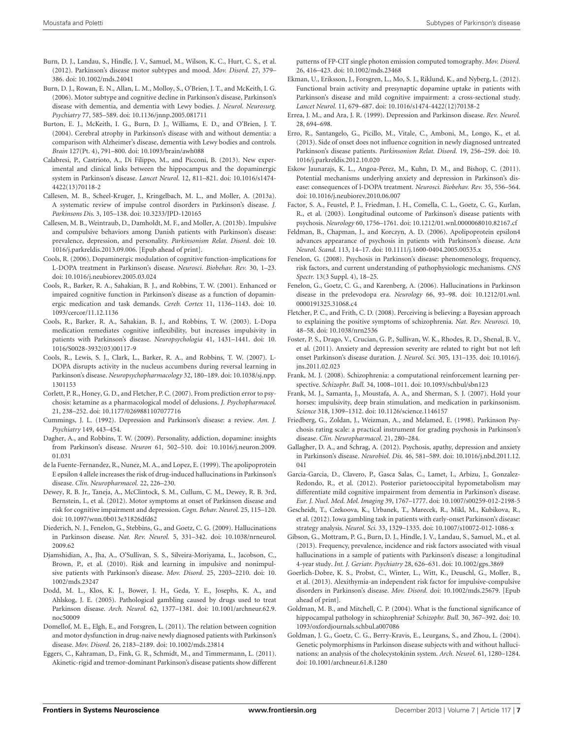Burn, D. J., Landau, S., Hindle, J. V., Samuel, M., Wilson, K. C., Hurt, C. S., et al. (2012). Parkinson's disease motor subtypes and mood. *Mov. Disord.* 27, 379–386. doi: 10.1002/mds.24041

Burn, D. J., Rowan, E. N., Allan, L. M., Molloy, S., O'Brien, J. T., and McKeith, I. G. (2006). Motor subtype and cognitive decline in Parkinson's disease, Parkinson's disease with dementia, and dementia with Lewy bodies. *J. Neurol. Neurosurg. Psychiatry* 77, 585–589. doi: 10.1136/jnnp.2005.081711

Burton, E. J., McKeith, I. G., Burn, D. J., Williams, E. D., and O'Brien, J. T. (2004). Cerebral atrophy in Parkinson's disease with and without dementia: a comparison with Alzheimer's disease, dementia with Lewy bodies and controls. *Brain* 127(Pt. 4), 791–800. doi: 10.1093/brain/awh088

Calabresi, P., Castrioto, A., Di Filippo, M., and Picconi, B. (2013). New experimental and clinical links between the hippocampus and the dopaminergic system in Parkinson's disease. *Lancet Neurol.* 12, 811–821. doi: 10.1016/s1474-4422(13)70118-2

Callesen, M. B., Scheel-Kruger, J., Kringelbach, M. L., and Moller, A. (2013a). A systematic review of impulse control disorders in Parkinson's disease. *J. Parkinsons Dis.* 3, 105–138. doi: 10.3233/JPD-120165

Callesen, M. B., Weintraub, D., Damholdt, M. F., and Moller, A. (2013b). Impulsive and compulsive behaviors among Danish patients with Parkinson's disease: prevalence, depression, and personality. *Parkinsonism Relat. Disord.* doi: 10.1016/j.parkreldis.2013.09.006. [Epub ahead of print].

Cools, R. (2006). Dopaminergic modulation of cognitive function-implications for L-DOPA treatment in Parkinson's disease. *Neurosci. Biobehav. Rev.* 30, 1–23. doi: 10.1016/j.neubiorev.2005.03.024

Cools, R., Barker, R. A., Sahakian, B. J., and Robbins, T. W. (2001). Enhanced or impaired cognitive function in Parkinson's disease as a function of dopaminergic medication and task demands. *Cereb. Cortex* 11, 1136–1143. doi: 10.1093/cercor/11.12.1136

Cools, R., Barker, R. A., Sahakian, B. J., and Robbins, T. W. (2003). L-Dopa medication remediates cognitive inflexibility, but increases impulsivity in patients with Parkinson's disease. *Neuropsychologia* 41, 1431–1441. doi: 10.1016/S0028-3932(03)00117-9

Cools, R., Lewis, S. J., Clark, L., Barker, R. A., and Robbins, T. W. (2007). L-DOPA disrupts activity in the nucleus accumbens during reversal learning in Parkinson's disease. *Neuropsychopharmacology* 32, 180–189. doi: 10.1038/sj.npp.1301153

Corlett, P. R., Honey, G. D., and Fletcher, P. C. (2007). From prediction error to psychosis: ketamine as a pharmacological model of delusions. *J. Psychopharmacol.* 21, 238–252. doi: 10.1177/0269881107077716

Cummings, J. L. (1992). Depression and Parkinson's disease: a review. *Am. J. Psychiatry* 149, 443–454.

Dagher, A., and Robbins, T. W. (2009). Personality, addiction, dopamine: insights from Parkinson's disease. *Neuron* 61, 502–510. doi: 10.1016/j.neuron.2009.01.031

de la Fuente-Fernandez, R., Nunez, M. A., and Lopez, E. (1999). The apolipoprotein E epsilon 4 allele increases the risk of drug-induced hallucinations in Parkinson's disease. *Clin. Neuropharmacol.* 22, 226–230.

Dewey, R. B. Jr., Taneja, A., McClintock, S. M., Cullum, C. M., Dewey, R. B. 3rd, Bernstein, I., et al. (2012). Motor symptoms at onset of Parkinson disease and risk for cognitive impairment and depression. *Cogn. Behav. Neurol.* 25, 115–120. doi: 10.1097/wnn.0b013e31826dfd62

Diederich, N. J., Fenelon, G., Stebbins, G., and Goetz, C. G. (2009). Hallucinations in Parkinson disease. *Nat. Rev. Neurol.* 5, 331–342. doi: 10.1038/nrneurol.2009.62

Djamshidian, A., Jha, A., O'Sullivan, S. S., Silveira-Moriyama, L., Jacobson, C., Brown, P., et al. (2010). Risk and learning in impulsive and nonimpulsive patients with Parkinson's disease. *Mov. Disord.* 25, 2203–2210. doi: 10.1002/mds.23247

Dodd, M. L., Klos, K. J., Bower, J. H., Geda, Y. E., Josephs, K. A., and Ahlskog, J. E. (2005). Pathological gambling caused by drugs used to treat Parkinson disease. *Arch. Neurol.* 62, 1377–1381. doi: 10.1001/archneur.62.9.noc50009

Domellof, M. E., Elgh, E., and Forsgren, L. (2011). The relation between cognition and motor dysfunction in drug-naive newly diagnosed patients with Parkinson's disease. *Mov. Disord.* 26, 2183–2189. doi: 10.1002/mds.23814

Eggers, C., Kahraman, D., Fink, G. R., Schmidt, M., and Timmermann, L. (2011). Akinetic-rigid and tremor-dominant Parkinson's disease patients show different patterns of FP-CIT single photon emission computed tomography. *Mov. Disord.* 26, 416–423. doi: 10.1002/mds.23468

Ekman, U., Eriksson, J., Forsgren, L., Mo, S. J., Riklund, K., and Nyberg, L. (2012). Functional brain activity and presynaptic dopamine uptake in patients with Parkinson's disease and mild cognitive impairment: a cross-sectional study. *Lancet Neurol.* 11, 679–687. doi: 10.1016/s1474-4422(12)70138-2

Errea, J. M., and Ara, J. R. (1999). Depression and Parkinson disease. *Rev. Neurol.* 28, 694–698.

Erro, R., Santangelo, G., Picillo, M., Vitale, C., Amboni, M., Longo, K., et al. (2013). Side of onset does not influence cognition in newly diagnosed untreated Parkinson's disease patients. *Parkinsonism Relat. Disord.* 19, 256–259. doi: 10.1016/j.parkreldis.2012.10.020

Eskow Jaunarajs, K. L., Angoa-Perez, M., Kuhn, D. M., and Bishop, C. (2011). Potential mechanisms underlying anxiety and depression in Parkinson's disease: consequences of l-DOPA treatment. *Neurosci. Biobehav. Rev.* 35, 556–564. doi: 10.1016/j.neubiorev.2010.06.007

Factor, S. A., Feustel, P. J., Friedman, J. H., Comella, C. L., Goetz, C. G., Kurlan, R., et al. (2003). Longitudinal outcome of Parkinson's disease patients with psychosis. *Neurology* 60, 1756–1761. doi: 10.1212/01.wnl.0000068010.82167.cf

Feldman, B., Chapman, J., and Korczyn, A. D. (2006). Apolipoprotein epsilon4 advances appearance of psychosis in patients with Parkinson's disease. *Acta Neurol. Scand.* 113, 14–17. doi: 10.1111/j.1600-0404.2005.00535.x

Fenelon, G. (2008). Psychosis in Parkinson's disease: phenomenology, frequency, risk factors, and current understanding of pathophysiologic mechanisms. *CNS Spectr.* 13(3 Suppl. 4), 18–25.

Fenelon, G., Goetz, C. G., and Karenberg, A. (2006). Hallucinations in Parkinson disease in the prelevodopa era. *Neurology* 66, 93–98. doi: 10.1212/01.wnl.0000191325.31068.c4

Fletcher, P. C., and Frith, C. D. (2008). Perceiving is believing: a Bayesian approach to explaining the positive symptoms of schizophrenia. *Nat. Rev. Neurosci.* 10, 48–58. doi: 10.1038/nrn2536

Foster, P. S., Drago, V., Crucian, G. P., Sullivan, W. K., Rhodes, R. D., Shenal, B. V., et al. (2011). Anxiety and depression severity are related to right but not left onset Parkinson's disease duration. *J. Neurol. Sci.* 305, 131–135. doi: 10.1016/j.jns.2011.02.023

Frank, M. J. (2008). Schizophrenia: a computational reinforcement learning perspective. *Schizophr. Bull.* 34, 1008–1011. doi: 10.1093/schbul/sbn123

Frank, M. J., Samanta, J., Moustafa, A. A., and Sherman, S. J. (2007). Hold your horses: impulsivity, deep brain stimulation, and medication in parkinsonism. *Science* 318, 1309–1312. doi: 10.1126/science.1146157

Friedberg, G., Zoldan, J., Weizman, A., and Melamed, E. (1998). Parkinson Psychosis rating scale: a practical instrument for grading psychosis in Parkinson's disease. *Clin. Neuropharmacol.* 21, 280–284.

Gallagher, D. A., and Schrag, A. (2012). Psychosis, apathy, depression and anxiety in Parkinson's disease. *Neurobiol. Dis.* 46, 581–589. doi: 10.1016/j.nbd.2011.12.041

Garcia-Garcia, D., Clavero, P., Gasca Salas, C., Lamet, I., Arbizu, J., Gonzalez-Redondo, R., et al. (2012). Posterior parietooccipital hypometabolism may differentiate mild cognitive impairment from dementia in Parkinson's disease. *Eur. J. Nucl. Med. Mol. Imaging* 39, 1767–1777. doi: 10.1007/s00259-012-2198-5

Gescheidt, T., Czekoova, K., Urbanek, T., Marecek, R., Mikl, M., Kubikova, R., et al. (2012). Iowa gambling task in patients with early-onset Parkinson's disease: strategy analysis. *Neurol. Sci.* 33, 1329–1335. doi: 10.1007/s10072-012-1086-x

Gibson, G., Mottram, P. G., Burn, D. J., Hindle, J. V., Landau, S., Samuel, M., et al. (2013). Frequency, prevalence, incidence and risk factors associated with visual hallucinations in a sample of patients with Parkinson's disease: a longitudinal 4-year study. *Int. J. Geriatr. Psychiatry* 28, 626–631. doi: 10.1002/gps.3869

Goerlich-Dobre, K. S., Probst, C., Winter, L., Witt, K., Deuschl, G., Moller, B., et al. (2013). Alexithymia-an independent risk factor for impulsive-compulsive disorders in Parkinson's disease. *Mov. Disord.* doi: 10.1002/mds.25679. [Epub ahead of print].

Goldman, M. B., and Mitchell, C. P. (2004). What is the functional significance of hippocampal pathology in schizophrenia? *Schizophr. Bull.* 30, 367–392. doi: 10.1093/oxfordjournals.schbul.a007086

Goldman, J. G., Goetz, C. G., Berry-Kravis, E., Leurgans, S., and Zhou, L. (2004). Genetic polymorphisms in Parkinson disease subjects with and without hallucinations: an analysis of the cholecystokinin system. *Arch. Neurol.* 61, 1280–1284. doi: 10.1001/archneur.61.8.1280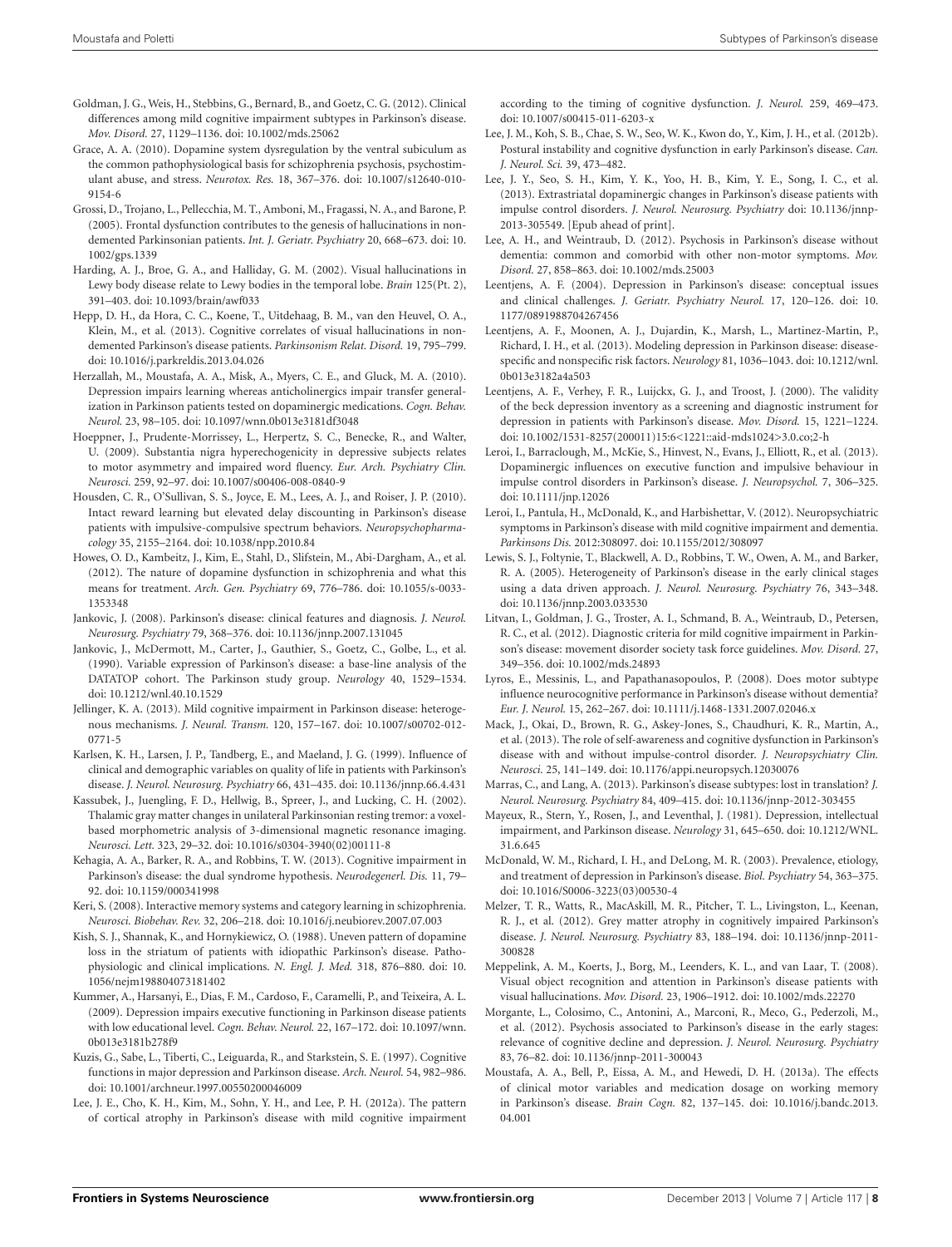Goldman, J. G., Weis, H., Stebbins, G., Bernard, B., and Goetz, C. G. (2012). Clinical differences among mild cognitive impairment subtypes in Parkinson's disease. *Mov. Disord.* 27, 1129–1136. doi: 10.1002/mds.25062

Grace, A. A. (2010). Dopamine system dysregulation by the ventral subiculum as the common pathophysiological basis for schizophrenia psychosis, psychostimulant abuse, and stress. *Neurotox. Res.* 18, 367–376. doi: 10.1007/s12640-010-9154-6

Grossi, D., Trojano, L., Pellecchia, M. T., Amboni, M., Fragassi, N. A., and Barone, P. (2005). Frontal dysfunction contributes to the genesis of hallucinations in non-demented Parkinsonian patients. *Int. J. Geriatr. Psychiatry* 20, 668–673. doi: 10.1002/gps.1339

Harding, A. J., Broe, G. A., and Halliday, G. M. (2002). Visual hallucinations in Lewy body disease relate to Lewy bodies in the temporal lobe. *Brain* 125(Pt. 2), 391–403. doi: 10.1093/brain/awf033

Hepp, D. H., da Hora, C. C., Koene, T., Uitdehaag, B. M., van den Heuvel, O. A., Klein, M., et al. (2013). Cognitive correlates of visual hallucinations in non-demented Parkinson's disease patients. *Parkinsonism Relat. Disord.* 19, 795–799. doi: 10.1016/j.parkreldis.2013.04.026

Herzallah, M., Moustafa, A. A., Misk, A., Myers, C. E., and Gluck, M. A. (2010). Depression impairs learning whereas anticholinergics impair transfer generalization in Parkinson patients tested on dopaminergic medications. *Cogn. Behav. Neurol.* 23, 98–105. doi: 10.1097/wnn.0b013e3181df3048

Hoeppner, J., Prudente-Morrissey, L., Herpertz, S. C., Benecke, R., and Walter, U. (2009). Substantia nigra hyperechogenicity in depressive subjects relates to motor asymmetry and impaired word fluency. *Eur. Arch. Psychiatry Clin. Neurosci.* 259, 92–97. doi: 10.1007/s00406-008-0840-9

Housden, C. R., O'Sullivan, S. S., Joyce, E. M., Lees, A. J., and Roiser, J. P. (2010). Intact reward learning but elevated delay discounting in Parkinson's disease patients with impulsive-compulsive spectrum behaviors. *Neuropsychopharmacology* 35, 2155–2164. doi: 10.1038/npp.2010.84

Howes, O. D., Kambeitz, J., Kim, E., Stahl, D., Slifstein, M., Abi-Dargham, A., et al. (2012). The nature of dopamine dysfunction in schizophrenia and what this means for treatment. *Arch. Gen. Psychiatry* 69, 776–786. doi: 10.1055/s-0033-1353348

Jankovic, J. (2008). Parkinson's disease: clinical features and diagnosis. *J. Neurol. Neurosurg. Psychiatry* 79, 368–376. doi: 10.1136/jnnp.2007.131045

Jankovic, J., McDermott, M., Carter, J., Gauthier, S., Goetz, C., Golbe, L., et al. (1990). Variable expression of Parkinson's disease: a base-line analysis of the DATATOP cohort. The Parkinson study group. *Neurology* 40, 1529–1534. doi: 10.1212/wnl.40.10.1529

Jellinger, K. A. (2013). Mild cognitive impairment in Parkinson disease: heterogenous mechanisms. *J. Neural. Transm.* 120, 157–167. doi: 10.1007/s00702-012-0771-5

Karlsen, K. H., Larsen, J. P., Tandberg, E., and Maeland, J. G. (1999). Influence of clinical and demographic variables on quality of life in patients with Parkinson's disease. *J. Neurol. Neurosurg. Psychiatry* 66, 431–435. doi: 10.1136/jnnp.66.4.431

Kassubek, J., Juengling, F. D., Hellwig, B., Spreer, J., and Lucking, C. H. (2002). Thalamic gray matter changes in unilateral Parkinsonian resting tremor: a voxel-based morphometric analysis of 3-dimensional magnetic resonance imaging. *Neurosci. Lett.* 323, 29–32. doi: 10.1016/s0304-3940(02)00111-8

Kehagia, A. A., Barker, R. A., and Robbins, T. W. (2013). Cognitive impairment in Parkinson's disease: the dual syndrome hypothesis. *Neurodegenerl. Dis.* 11, 79–92. doi: 10.1159/000341998

Keri, S. (2008). Interactive memory systems and category learning in schizophrenia. *Neurosci. Biobehav. Rev.* 32, 206–218. doi: 10.1016/j.neubiorev.2007.07.003

Kish, S. J., Shannak, K., and Hornykiewicz, O. (1988). Uneven pattern of dopamine loss in the striatum of patients with idiopathic Parkinson's disease. Pathophysiologic and clinical implications. *N. Engl. J. Med.* 318, 876–880. doi: 10.1056/nejm198804073181402

Kummer, A., Harsanyi, E., Dias, F. M., Cardoso, F., Caramelli, P., and Teixeira, A. L. (2009). Depression impairs executive functioning in Parkinson disease patients with low educational level. *Cogn. Behav. Neurol.* 22, 167–172. doi: 10.1097/wnn.0b013e3181b278f9

Kuzis, G., Sabe, L., Tiberti, C., Leiguarda, R., and Starkstein, S. E. (1997). Cognitive functions in major depression and Parkinson disease. *Arch. Neurol.* 54, 982–986. doi: 10.1001/archneur.1997.00550200046009

Lee, J. E., Cho, K. H., Kim, M., Sohn, Y. H., and Lee, P. H. (2012a). The pattern of cortical atrophy in Parkinson's disease with mild cognitive impairment according to the timing of cognitive dysfunction. *J. Neurol.* 259, 469–473. doi: 10.1007/s00415-011-6203-x

Lee, J. M., Koh, S. B., Chae, S. W., Seo, W. K., Kwon do, Y., Kim, J. H., et al. (2012b). Postural instability and cognitive dysfunction in early Parkinson's disease. *Can. J. Neurol. Sci.* 39, 473–482.

Lee, J. Y., Seo, S. H., Kim, Y. K., Yoo, H. B., Kim, Y. E., Song, I. C., et al. (2013). Extrastriatal dopaminergic changes in Parkinson's disease patients with impulse control disorders. *J. Neurol. Neurosurg. Psychiatry* doi: 10.1136/jnnp-2013-305549. [Epub ahead of print].

Lee, A. H., and Weintraub, D. (2012). Psychosis in Parkinson's disease without dementia: common and comorbid with other non-motor symptoms. *Mov. Disord.* 27, 858–863. doi: 10.1002/mds.25003

Leentjens, A. F. (2004). Depression in Parkinson's disease: conceptual issues and clinical challenges. *J. Geriatr. Psychiatry Neurol.* 17, 120–126. doi: 10.1177/0891988704267456

Leentjens, A. F., Moonen, A. J., Dujardin, K., Marsh, L., Martinez-Martin, P., Richard, I. H., et al. (2013). Modeling depression in Parkinson disease: disease-specific and nonspecific risk factors. *Neurology* 81, 1036–1043. doi: 10.1212/wnl.0b013e3182a4a503

Leentjens, A. F., Verhey, F. R., Luijckx, G. J., and Troost, J. (2000). The validity of the beck depression inventory as a screening and diagnostic instrument for depression in patients with Parkinson's disease. *Mov. Disord.* 15, 1221–1224. doi: 10.1002/1531-8257(200011)15:6<1221::aid-mds1024>3.0.co;2-h

Leroi, I., Barraclough, M., McKie, S., Hinvest, N., Evans, J., Elliott, R., et al. (2013). Dopaminergic influences on executive function and impulsive behaviour in impulse control disorders in Parkinson's disease. *J. Neuropsychol.* 7, 306–325. doi: 10.1111/jnp.12026

Leroi, I., Pantula, H., McDonald, K., and Harbishettar, V. (2012). Neuropsychiatric symptoms in Parkinson's disease with mild cognitive impairment and dementia. *Parkinsons Dis.* 2012:308097. doi: 10.1155/2012/308097

Lewis, S. J., Foltynie, T., Blackwell, A. D., Robbins, T. W., Owen, A. M., and Barker, R. A. (2005). Heterogeneity of Parkinson's disease in the early clinical stages using a data driven approach. *J. Neurol. Neurosurg. Psychiatry* 76, 343–348. doi: 10.1136/jnnp.2003.033530

Litvan, I., Goldman, J. G., Troster, A. I., Schmand, B. A., Weintraub, D., Petersen, R. C., et al. (2012). Diagnostic criteria for mild cognitive impairment in Parkinson's disease: movement disorder society task force guidelines. *Mov. Disord.* 27, 349–356. doi: 10.1002/mds.24893

Lyros, E., Messinis, L., and Papathanasopoulos, P. (2008). Does motor subtype influence neurocognitive performance in Parkinson's disease without dementia? *Eur. J. Neurol.* 15, 262–267. doi: 10.1111/j.1468-1331.2007.02046.x

Mack, J., Okai, D., Brown, R. G., Askey-Jones, S., Chaudhuri, K. R., Martin, A., et al. (2013). The role of self-awareness and cognitive dysfunction in Parkinson's disease with and without impulse-control disorder. *J. Neuropsychiatry Clin. Neurosci.* 25, 141–149. doi: 10.1176/appi.neuropsych.12030076

Marras, C., and Lang, A. (2013). Parkinson's disease subtypes: lost in translation? *J. Neurol. Neurosurg. Psychiatry* 84, 409–415. doi: 10.1136/jnnp-2012-303455

Mayeux, R., Stern, Y., Rosen, J., and Leventhal, J. (1981). Depression, intellectual impairment, and Parkinson disease. *Neurology* 31, 645–650. doi: 10.1212/WNL.31.6.645

McDonald, W. M., Richard, I. H., and DeLong, M. R. (2003). Prevalence, etiology, and treatment of depression in Parkinson's disease. *Biol. Psychiatry* 54, 363–375. doi: 10.1016/S0006-3223(03)00530-4

Melzer, T. R., Watts, R., MacAskill, M. R., Pitcher, T. L., Livingston, L., Keenan, R. J., et al. (2012). Grey matter atrophy in cognitively impaired Parkinson's disease. *J. Neurol. Neurosurg. Psychiatry* 83, 188–194. doi: 10.1136/jnnp-2011-300828

Meppelink, A. M., Koerts, J., Borg, M., Leenders, K. L., and van Laar, T. (2008). Visual object recognition and attention in Parkinson's disease patients with visual hallucinations. *Mov. Disord.* 23, 1906–1912. doi: 10.1002/mds.22270

Morgante, L., Colosimo, C., Antonini, A., Marconi, R., Meco, G., Pederzoli, M., et al. (2012). Psychosis associated to Parkinson's disease in the early stages: relevance of cognitive decline and depression. *J. Neurol. Neurosurg. Psychiatry* 83, 76–82. doi: 10.1136/jnnp-2011-300043

Moustafa, A. A., Bell, P., Eissa, A. M., and Hewedi, D. H. (2013a). The effects of clinical motor variables and medication dosage on working memory in Parkinson's disease. *Brain Cogn.* 82, 137–145. doi: 10.1016/j.bandc.2013.04.001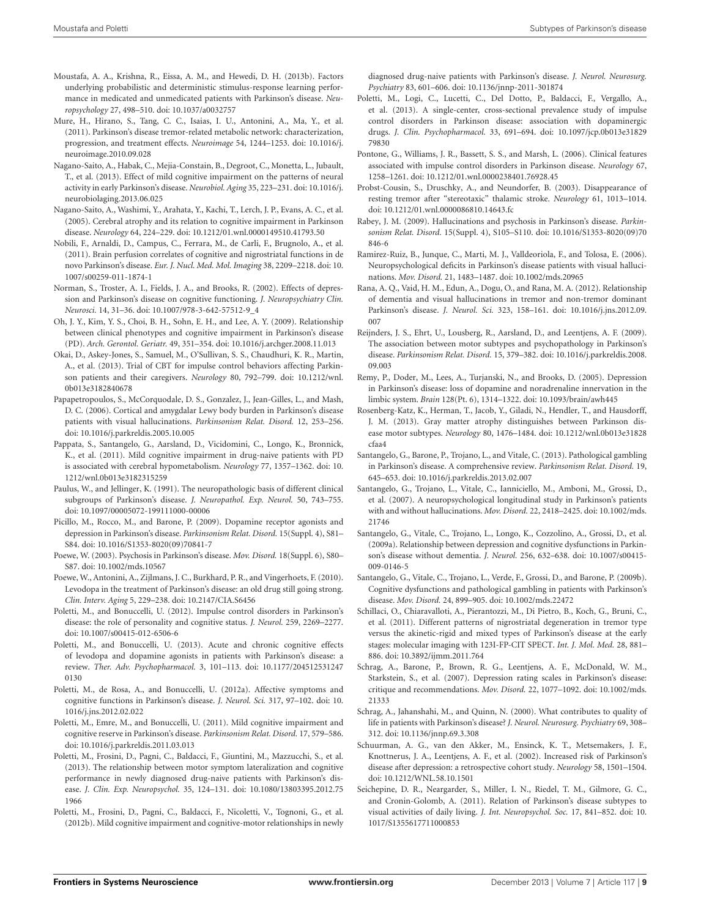Moustafa, A. A., Krishna, R., Eissa, A. M., and Hewedi, D. H. (2013b). Factors underlying probabilistic and deterministic stimulus-response learning performance in medicated and unmedicated patients with Parkinson's disease. *Neuropsychology* 27, 498–510. doi: 10.1037/a0032757

Mure, H., Hirano, S., Tang, C. C., Isaias, I. U., Antonini, A., Ma, Y., et al. (2011). Parkinson's disease tremor-related metabolic network: characterization, progression, and treatment effects. *Neuroimage* 54, 1244–1253. doi: 10.1016/j.neuroimage.2010.09.028

Nagano-Saito, A., Habak, C., Mejia-Constain, B., Degroot, C., Monetta, L., Jubault, T., et al. (2013). Effect of mild cognitive impairment on the patterns of neural activity in early Parkinson's disease. *Neurobiol. Aging* 35, 223–231. doi: 10.1016/j.neurobiolaging.2013.06.025

Nagano-Saito, A., Washimi, Y., Arahata, Y., Kachi, T., Lerch, J. P., Evans, A. C., et al. (2005). Cerebral atrophy and its relation to cognitive impairment in Parkinson disease. *Neurology* 64, 224–229. doi: 10.1212/01.wnl.0000149510.41793.50

Nobili, F., Arnaldi, D., Campus, C., Ferrara, M., de Carli, F., Brugnolo, A., et al. (2011). Brain perfusion correlates of cognitive and nigrostriatal functions in de novo Parkinson's disease. *Eur. J. Nucl. Med. Mol. Imaging* 38, 2209–2218. doi: 10.1007/s00259-011-1874-1

Norman, S., Troster, A. I., Fields, J. A., and Brooks, R. (2002). Effects of depression and Parkinson's disease on cognitive functioning. *J. Neuropsychiatry Clin. Neurosci.* 14, 31–36. doi: 10.1007/978-3-642-57512-9_4

Oh, J. Y., Kim, Y. S., Choi, B. H., Sohn, E. H., and Lee, A. Y. (2009). Relationship between clinical phenotypes and cognitive impairment in Parkinson's disease (PD). *Arch. Gerontol. Geriatr.* 49, 351–354. doi: 10.1016/j.archger.2008.11.013

Okai, D., Askey-Jones, S., Samuel, M., O'Sullivan, S. S., Chaudhuri, K. R., Martin, A., et al. (2013). Trial of CBT for impulse control behaviors affecting Parkinson patients and their caregivers. *Neurology* 80, 792–799. doi: 10.1212/wnl.0b013e3182840678

Papapetropoulos, S., McCorquodale, D. S., Gonzalez, J., Jean-Gilles, L., and Mash, D. C. (2006). Cortical and amygdalar Lewy body burden in Parkinson's disease patients with visual hallucinations. *Parkinsonism Relat. Disord.* 12, 253–256. doi: 10.1016/j.parkreldis.2005.10.005

Pappata, S., Santangelo, G., Aarsland, D., Vicidomini, C., Longo, K., Bronnick, K., et al. (2011). Mild cognitive impairment in drug-naive patients with PD is associated with cerebral hypometabolism. *Neurology* 77, 1357–1362. doi: 10.1212/wnl.0b013e3182315259

Paulus, W., and Jellinger, K. (1991). The neuropathologic basis of different clinical subgroups of Parkinson's disease. *J. Neuropathol. Exp. Neurol.* 50, 743–755. doi: 10.1097/00005072-199111000-00006

Picillo, M., Rocco, M., and Barone, P. (2009). Dopamine receptor agonists and depression in Parkinson's disease. *Parkinsonism Relat. Disord.* 15(Suppl. 4), S81–S84. doi: 10.1016/S1353-8020(09)70841-7

Poewe, W. (2003). Psychosis in Parkinson's disease. *Mov. Disord.* 18(Suppl. 6), S80–S87. doi: 10.1002/mds.10567

Poewe, W., Antonini, A., Zijlmans, J. C., Burkhard, P. R., and Vingerhoets, F. (2010). Levodopa in the treatment of Parkinson's disease: an old drug still going strong. *Clin. Interv. Aging* 5, 229–238. doi: 10.2147/CIA.S6456

Poletti, M., and Bonuccelli, U. (2012). Impulse control disorders in Parkinson's disease: the role of personality and cognitive status. *J. Neurol.* 259, 2269–2277. doi: 10.1007/s00415-012-6506-6

Poletti, M., and Bonuccelli, U. (2013). Acute and chronic cognitive effects of levodopa and dopamine agonists in patients with Parkinson's disease: a review. *Ther. Adv. Psychopharmacol.* 3, 101–113. doi: 10.1177/2045125312470130

Poletti, M., de Rosa, A., and Bonuccelli, U. (2012a). Affective symptoms and cognitive functions in Parkinson's disease. *J. Neurol. Sci.* 317, 97–102. doi: 10.1016/j.jns.2012.02.022

Poletti, M., Emre, M., and Bonuccelli, U. (2011). Mild cognitive impairment and cognitive reserve in Parkinson's disease. *Parkinsonism Relat. Disord.* 17, 579–586. doi: 10.1016/j.parkreldis.2011.03.013

Poletti, M., Frosini, D., Pagni, C., Baldacci, F., Giuntini, M., Mazzucchi, S., et al. (2013). The relationship between motor symptom lateralization and cognitive performance in newly diagnosed drug-naive patients with Parkinson's disease. *J. Clin. Exp. Neuropsychol.* 35, 124–131. doi: 10.1080/13803395.2012.751966

Poletti, M., Frosini, D., Pagni, C., Baldacci, F., Nicoletti, V., Tognoni, G., et al. (2012b). Mild cognitive impairment and cognitive-motor relationships in newly diagnosed drug-naive patients with Parkinson's disease. *J. Neurol. Neurosurg. Psychiatry* 83, 601–606. doi: 10.1136/jnnp-2011-301874

Poletti, M., Logi, C., Lucetti, C., Del Dotto, P., Baldacci, F., Vergallo, A., et al. (2013). A single-center, cross-sectional prevalence study of impulse control disorders in Parkinson disease: association with dopaminergic drugs. *J. Clin. Psychopharmacol.* 33, 691–694. doi: 10.1097/jcp.0b013e3182979830

Pontone, G., Williams, J. R., Bassett, S. S., and Marsh, L. (2006). Clinical features associated with impulse control disorders in Parkinson disease. *Neurology* 67, 1258–1261. doi: 10.1212/01.wnl.0000238401.76928.45

Probst-Cousin, S., Druschky, A., and Neundorfer, B. (2003). Disappearance of resting tremor after "stereotaxic" thalamic stroke. *Neurology* 61, 1013–1014. doi: 10.1212/01.wnl.0000086810.14643.fc

Rabey, J. M. (2009). Hallucinations and psychosis in Parkinson's disease. *Parkinsonism Relat. Disord.* 15(Suppl. 4), S105–S110. doi: 10.1016/S1353-8020(09)70846-6

Ramirez-Ruiz, B., Junque, C., Marti, M. J., Valldeoriola, F., and Tolosa, E. (2006). Neuropsychological deficits in Parkinson's disease patients with visual hallucinations. *Mov. Disord.* 21, 1483–1487. doi: 10.1002/mds.20965

Rana, A. Q., Vaid, H. M., Edun, A., Dogu, O., and Rana, M. A. (2012). Relationship of dementia and visual hallucinations in tremor and non-tremor dominant Parkinson's disease. *J. Neurol. Sci.* 323, 158–161. doi: 10.1016/j.jns.2012.09.007

Reijnders, J. S., Ehrt, U., Lousberg, R., Aarsland, D., and Leentjens, A. F. (2009). The association between motor subtypes and psychopathology in Parkinson's disease. *Parkinsonism Relat. Disord.* 15, 379–382. doi: 10.1016/j.parkreldis.2008.09.003

Remy, P., Doder, M., Lees, A., Turjanski, N., and Brooks, D. (2005). Depression in Parkinson's disease: loss of dopamine and noradrenaline innervation in the limbic system. *Brain* 128(Pt. 6), 1314–1322. doi: 10.1093/brain/awh445

Rosenberg-Katz, K., Herman, T., Jacob, Y., Giladi, N., Hendler, T., and Hausdorff, J. M. (2013). Gray matter atrophy distinguishes between Parkinson disease motor subtypes. *Neurology* 80, 1476–1484. doi: 10.1212/wnl.0b013e31828cfaa4

Santangelo, G., Barone, P., Trojano, L., and Vitale, C. (2013). Pathological gambling in Parkinson's disease. A comprehensive review. *Parkinsonism Relat. Disord.* 19, 645–653. doi: 10.1016/j.parkreldis.2013.02.007

Santangelo, G., Trojano, L., Vitale, C., Ianniciello, M., Amboni, M., Grossi, D., et al. (2007). A neuropsychological longitudinal study in Parkinson's patients with and without hallucinations. *Mov. Disord.* 22, 2418–2425. doi: 10.1002/mds.21746

Santangelo, G., Vitale, C., Trojano, L., Longo, K., Cozzolino, A., Grossi, D., et al. (2009a). Relationship between depression and cognitive dysfunctions in Parkinson's disease without dementia. *J. Neurol.* 256, 632–638. doi: 10.1007/s00415-009-0146-5

Santangelo, G., Vitale, C., Trojano, L., Verde, F., Grossi, D., and Barone, P. (2009b). Cognitive dysfunctions and pathological gambling in patients with Parkinson's disease. *Mov. Disord.* 24, 899–905. doi: 10.1002/mds.22472

Schillaci, O., Chiaravalloti, A., Pierantozzi, M., Di Pietro, B., Koch, G., Bruni, C., et al. (2011). Different patterns of nigrostriatal degeneration in tremor type versus the akinetic-rigid and mixed types of Parkinson's disease at the early stages: molecular imaging with 123I-FP-CIT SPECT. *Int. J. Mol. Med.* 28, 881–886. doi: 10.3892/ijmm.2011.764

Schrag, A., Barone, P., Brown, R. G., Leentjens, A. F., McDonald, W. M., Starkstein, S., et al. (2007). Depression rating scales in Parkinson's disease: critique and recommendations. *Mov. Disord.* 22, 1077–1092. doi: 10.1002/mds.21333

Schrag, A., Jahanshahi, M., and Quinn, N. (2000). What contributes to quality of life in patients with Parkinson's disease? *J. Neurol. Neurosurg. Psychiatry* 69, 308–312. doi: 10.1136/jnnp.69.3.308

Schuurman, A. G., van den Akker, M., Ensinck, K. T., Metsemakers, J. F., Knottnerus, J. A., Leentjens, A. F., et al. (2002). Increased risk of Parkinson's disease after depression: a retrospective cohort study. *Neurology* 58, 1501–1504. doi: 10.1212/WNL.58.10.1501

Seichepine, D. R., Neargarder, S., Miller, I. N., Riedel, T. M., Gilmore, G. C., and Cronin-Golomb, A. (2011). Relation of Parkinson's disease subtypes to visual activities of daily living. *J. Int. Neuropsychol. Soc.* 17, 841–852. doi: 10.1017/S1355617711000853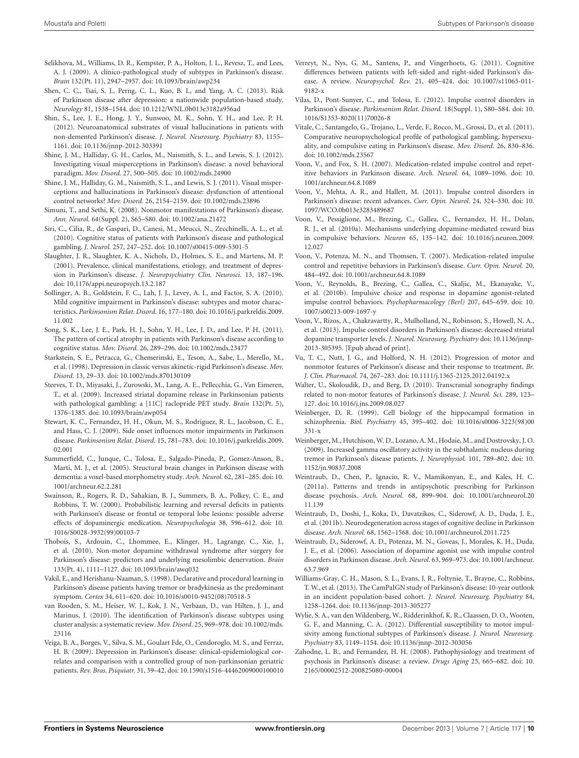Selikhova, M., Williams, D. R., Kempster, P. A., Holton, J. L., Revesz, T., and Lees, A. J. (2009). A clinico-pathological study of subtypes in Parkinson's disease. *Brain* 132(Pt. 11), 2947–2957. doi: 10.1093/brain/awp234

Shen, C. C., Tsai, S. J., Perng, C. L., Kuo, B. I., and Yang, A. C. (2013). Risk of Parkinson disease after depression: a nationwide population-based study. *Neurology* 81, 1538–1544. doi: 10.1212/WNL.0b013e3182a956ad

Shin, S., Lee, J. E., Hong, J. Y., Sunwoo, M. K., Sohn, Y. H., and Lee, P. H. (2012). Neuroanatomical substrates of visual hallucinations in patients with non-demented Parkinson's disease. *J. Neurol. Neurosurg. Psychiatry* 83, 1155–1161. doi: 10.1136/jnnp-2012-303391

Shine, J. M., Halliday, G. H., Carlos, M., Naismith, S. L., and Lewis, S. J. (2012). Investigating visual misperceptions in Parkinson's disease: a novel behavioral paradigm. *Mov. Disord.* 27, 500–505. doi: 10.1002/mds.24900

Shine, J. M., Halliday, G. M., Naismith, S. L., and Lewis, S. J. (2011). Visual misperceptions and hallucinations in Parkinson's disease: dysfunction of attentional control networks? *Mov. Disord.* 26, 2154–2159. doi: 10.1002/mds.23896

Simuni, T., and Sethi, K. (2008). Nonmotor manifestations of Parkinson's disease. *Ann. Neurol.* 64(Suppl. 2), S65–S80. doi: 10.1002/ana.21472

Siri, C., Cilia, R., de Gaspari, D., Canesi, M., Meucci, N., Zecchinelli, A. L., et al. (2010). Cognitive status of patients with Parkinson's disease and pathological gambling. *J. Neurol.* 257, 247–252. doi: 10.1007/s00415-009-5301-5

Slaughter, J. R., Slaughter, K. A., Nichols, D., Holmes, S. E., and Martens, M. P. (2001). Prevalence, clinical manifestations, etiology, and treatment of depression in Parkinson's disease. *J. Neuropsychiatry Clin. Neurosci.* 13, 187–196. doi: 10.1176/appi.neuropsych.13.2.187

Sollinger, A. B., Goldstein, F. C., Lah, J. J., Levey, A. I., and Factor, S. A. (2010). Mild cognitive impairment in Parkinson's disease: subtypes and motor characteristics. *Parkinsonism Relat. Disord.* 16, 177–180. doi: 10.1016/j.parkreldis.2009.11.002

Song, S. K., Lee, J. E., Park, H. J., Sohn, Y. H., Lee, J. D., and Lee, P. H. (2011). The pattern of cortical atrophy in patients with Parkinson's disease according to cognitive status. *Mov. Disord.* 26, 289–296. doi: 10.1002/mds.23477

Starkstein, S. E., Petracca, G., Chemerinski, E., Teson, A., Sabe, L., Merello, M., et al. (1998). Depression in classic versus akinetic-rigid Parkinson's disease. *Mov. Disord.* 13, 29–33. doi: 10.1002/mds.870130109

Steeves, T. D., Miyasaki, J., Zurowski, M., Lang, A. E., Pellecchia, G., Van Eimeren, T., et al. (2009). Increased striatal dopamine release in Parkinsonian patients with pathological gambling: a [11C] raclopride PET study. *Brain* 132(Pt. 5), 1376–1385. doi: 10.1093/brain/awp054

Stewart, K. C., Fernandez, H. H., Okun, M. S., Rodriguez, R. L., Jacobson, C. E., and Hass, C. J. (2009). Side onset influences motor impairments in Parkinson disease. *Parkinsonism Relat. Disord.* 15, 781–783. doi: 10.1016/j.parkreldis.2009.02.001

Summerfield, C., Junque, C., Tolosa, E., Salgado-Pineda, P., Gomez-Anson, B., Marti, M. J., et al. (2005). Structural brain changes in Parkinson disease with dementia: a voxel-based morphometry study. *Arch. Neurol.* 62, 281–285. doi: 10.1001/archneur.62.2.281

Swainson, R., Rogers, R. D., Sahakian, B. J., Summers, B. A., Polkey, C. E., and Robbins, T. W. (2000). Probabilistic learning and reversal deficits in patients with Parkinson's disease or frontal or temporal lobe lesions: possible adverse effects of dopaminergic medication. *Neuropsychologia* 38, 596–612. doi: 10.1016/S0028-3932(99)00103-7

Thobois, S., Ardouin, C., Lhommee, E., Klinger, H., Lagrange, C., Xie, J., et al. (2010). Non-motor dopamine withdrawal syndrome after surgery for Parkinson's disease: predictors and underlying mesolimbic denervation. *Brain* 133(Pt. 4), 1111–1127. doi: 10.1093/brain/awq032

Vakil, E., and Herishanu-Naaman, S. (1998). Declarative and procedural learning in Parkinson's disease patients having tremor or bradykinesia as the predominant symptom. *Cortex* 34, 611–620. doi: 10.1016/s0010-9452(08)70518-5

van Rooden, S. M., Heiser, W. J., Kok, J. N., Verbaan, D., van Hilten, J. J., and Marinus, J. (2010). The identification of Parkinson's disease subtypes using cluster analysis: a systematic review. *Mov. Disord.* 25, 969–978. doi: 10.1002/mds.23116

Veiga, B. A., Borges, V., Silva, S. M., Goulart Fde, O., Cendoroglo, M. S., and Ferraz, H. B. (2009). Depression in Parkinson's disease: clinical-epidemiological correlates and comparison with a controlled group of non-parkinsonian geriatric patients. *Rev. Bras. Psiquiatr.* 31, 39–42. doi: 10.1590/s1516-44462009000100010

Verreyt, N., Nys, G. M., Santens, P., and Vingerhoets, G. (2011). Cognitive differences between patients with left-sided and right-sided Parkinson's disease. A review. *Neuropsychol. Rev.* 21, 405–424. doi: 10.1007/s11065-011-9182-x

Vilas, D., Pont-Sunyer, C., and Tolosa, E. (2012). Impulse control disorders in Parkinson's disease. *Parkinsonism Relat. Disord.* 18(Suppl. 1), S80–S84. doi: 10.1016/S1353-8020(11)70026-8

Vitale, C., Santangelo, G., Trojano, L., Verde, F., Rocco, M., Grossi, D., et al. (2011). Comparative neuropsychological profile of pathological gambling, hypersexuality, and compulsive eating in Parkinson's disease. *Mov. Disord.* 26, 830–836. doi: 10.1002/mds.23567

Voon, V., and Fox, S. H. (2007). Medication-related impulse control and repetitive behaviors in Parkinson disease. *Arch. Neurol.* 64, 1089–1096. doi: 10.1001/archneur.64.8.1089

Voon, V., Mehta, A. R., and Hallett, M. (2011). Impulse control disorders in Parkinson's disease: recent advances. *Curr. Opin. Neurol.* 24, 324–330. doi: 10.1097/WCO.0b013e3283489687

Voon, V., Pessiglione, M., Brezing, C., Gallea, C., Fernandez, H. H., Dolan, R. J., et al. (2010a). Mechanisms underlying dopamine-mediated reward bias in compulsive behaviors. *Neuron* 65, 135–142. doi: 10.1016/j.neuron.2009.12.027

Voon, V., Potenza, M. N., and Thomsen, T. (2007). Medication-related impulse control and repetitive behaviors in Parkinson's disease. *Curr. Opin. Neurol.* 20, 484–492. doi: 10.1001/archneur.64.8.1089

Voon, V., Reynolds, B., Brezing, C., Gallea, C., Skaljic, M., Ekanayake, V., et al. (2010b). Impulsive choice and response in dopamine agonist-related impulse control behaviors. *Psychopharmacology (Berl)* 207, 645–659. doi: 10.1007/s00213-009-1697-y

Voon, V., Rizos, A., Chakravartty, R., Mulholland, N., Robinson, S., Howell, N. A., et al. (2013). Impulse control disorders in Parkinson's disease: decreased striatal dopamine transporter levels. *J. Neurol. Neurosurg. Psychiatry* doi: 10.1136/jnnp-2013-305395. [Epub ahead of print].

Vu, T. C., Nutt, J. G., and Holford, N. H. (2012). Progression of motor and nonmotor features of Parkinson's disease and their response to treatment. *Br. J. Clin. Pharmacol.* 74, 267–283. doi: 10.1111/j.1365-2125.2012.04192.x

Walter, U., Skoloudik, D., and Berg, D. (2010). Transcranial sonography findings related to non-motor features of Parkinson's disease. *J. Neurol. Sci.* 289, 123–127. doi: 10.1016/j.jns.2009.08.027

Weinberger, D. R. (1999). Cell biology of the hippocampal formation in schizophrenia. *Biol. Psychiatry* 45, 395–402. doi: 10.1016/s0006-3223(98)00331-x

Weinberger, M., Hutchison, W. D., Lozano, A. M., Hodaie, M., and Dostrovsky, J. O. (2009). Increased gamma oscillatory activity in the subthalamic nucleus during tremor in Parkinson's disease patients. *J. Neurophysiol.* 101, 789–802. doi: 10.1152/jn.90837.2008

Weintraub, D., Chen, P., Ignacio, R. V., Mamikonyan, E., and Kales, H. C. (2011a). Patterns and trends in antipsychotic prescribing for Parkinson disease psychosis. *Arch. Neurol.* 68, 899–904. doi: 10.1001/archneurol.2011.139

Weintraub, D., Doshi, J., Koka, D., Davatzikos, C., Siderowf, A. D., Duda, J. E., et al. (2011b). Neurodegeneration across stages of cognitive decline in Parkinson disease. *Arch. Neurol.* 68, 1562–1568. doi: 10.1001/archneurol.2011.725

Weintraub, D., Siderowf, A. D., Potenza, M. N., Goveas, J., Morales, K. H., Duda, J. E., et al. (2006). Association of dopamine agonist use with impulse control disorders in Parkinson disease. *Arch. Neurol.* 63, 969–973. doi: 10.1001/archneur.63.7.969

Williams-Gray, C. H., Mason, S. L., Evans, J. R., Foltynie, T., Brayne, C., Robbins, T. W., et al. (2013). The CamPaIGN study of Parkinson's disease: 10-year outlook in an incident population-based cohort. *J. Neurol. Neurosurg. Psychiatry* 84, 1258–1264. doi: 10.1136/jnnp-2013-305277

Wylie, S. A., van den Wildenberg, W., Ridderinkhof, K. R., Claassen, D. O., Wooten, G. F., and Manning, C. A. (2012). Differential susceptibility to motor impulsivity among functional subtypes of Parkinson's disease. *J. Neurol. Neurosurg. Psychiatry* 83, 1149–1154. doi: 10.1136/jnnp-2012-303056

Zahodne, L. B., and Fernandez, H. H. (2008). Pathophysiology and treatment of psychosis in Parkinson's disease: a review. *Drugs Aging* 25, 665–682. doi: 10.2165/00002512-200825080-00004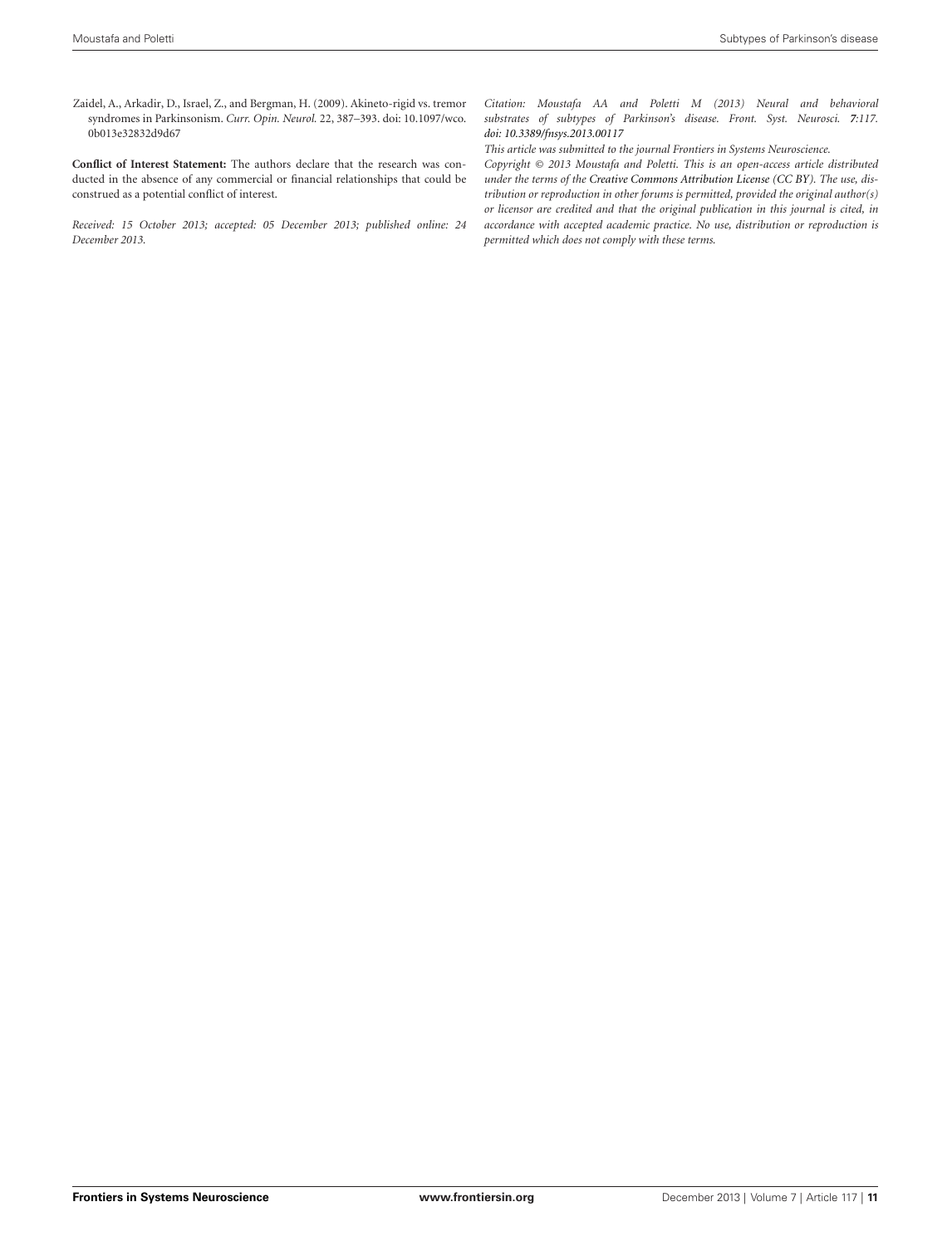Zaidel, A., Arkadir, D., Israel, Z., and Bergman, H. (2009). Akineto-rigid vs. tremor syndromes in Parkinsonism. *Curr. Opin. Neurol.* 22, 387–393. doi: 10.1097/wco.0b013e32832d9d67

**Conflict of Interest Statement:** The authors declare that the research was conducted in the absence of any commercial or financial relationships that could be construed as a potential conflict of interest.

*Received: 15 October 2013; accepted: 05 December 2013; published online: 24 December 2013.*

*Citation: Moustafa AA and Poletti M (2013) Neural and behavioral substrates of subtypes of Parkinson's disease. Front. Syst. Neurosci.* ***7****:117. doi: 10.3389/fnsys.2013.00117*

*This article was submitted to the journal Frontiers in Systems Neuroscience.*

*Copyright © 2013 Moustafa and Poletti. This is an open-access article distributed under the terms of the Creative Commons Attribution License (CC BY). The use, distribution or reproduction in other forums is permitted, provided the original author(s) or licensor are credited and that the original publication in this journal is cited, in accordance with accepted academic practice. No use, distribution or reproduction is permitted which does not comply with these terms.*